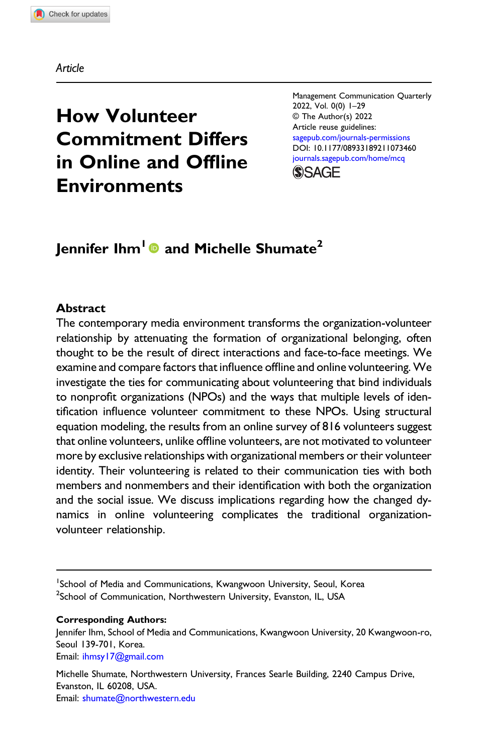Article

# How Volunteer Commitment Differs in Online and Offline Environments

Management Communication Quarterly
2022, Vol. 0(0) 1–29
© The Author(s) 2022
Article reuse guidelines:
sagepub.com/journals-permissions
DOI: 10.1177/08933189211073460
journals.sagepub.com/home/mcq

**Jennifer Ihm[1] and Michelle Shumate[2]**

## Abstract

The contemporary media environment transforms the organization-volunteer relationship by attenuating the formation of organizational belonging, often thought to be the result of direct interactions and face-to-face meetings. We examine and compare factors that influence offline and online volunteering. We investigate the ties for communicating about volunteering that bind individuals to nonprofit organizations (NPOs) and the ways that multiple levels of identification influence volunteer commitment to these NPOs. Using structural equation modeling, the results from an online survey of 816 volunteers suggest that online volunteers, unlike offline volunteers, are not motivated to volunteer more by exclusive relationships with organizational members or their volunteer identity. Their volunteering is related to their communication ties with both members and nonmembers and their identification with both the organization and the social issue. We discuss implications regarding how the changed dynamics in online volunteering complicates the traditional organization-volunteer relationship.

[1]School of Media and Communications, Kwangwoon University, Seoul, Korea
[2]School of Communication, Northwestern University, Evanston, IL, USA

**Corresponding Authors:**
Jennifer Ihm, School of Media and Communications, Kwangwoon University, 20 Kwangwoon-ro, Seoul 139-701, Korea.
Email: ihmsy17@gmail.com

Michelle Shumate, Northwestern University, Frances Searle Building, 2240 Campus Drive, Evanston, IL 60208, USA.
Email: shumate@northwestern.edu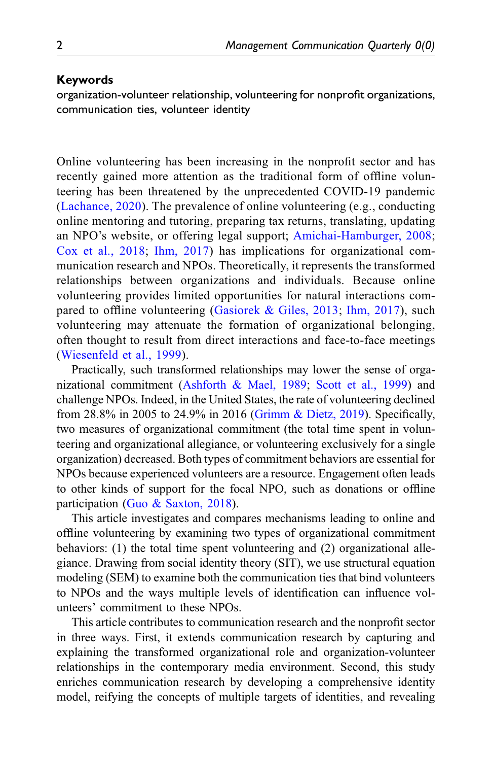**Keywords**

organization-volunteer relationship, volunteering for nonprofit organizations, communication ties, volunteer identity

Online volunteering has been increasing in the nonprofit sector and has recently gained more attention as the traditional form of offline volunteering has been threatened by the unprecedented COVID-19 pandemic (Lachance, 2020). The prevalence of online volunteering (e.g., conducting online mentoring and tutoring, preparing tax returns, translating, updating an NPO's website, or offering legal support; Amichai-Hamburger, 2008; Cox et al., 2018; Ihm, 2017) has implications for organizational communication research and NPOs. Theoretically, it represents the transformed relationships between organizations and individuals. Because online volunteering provides limited opportunities for natural interactions compared to offline volunteering (Gasiorek & Giles, 2013; Ihm, 2017), such volunteering may attenuate the formation of organizational belonging, often thought to result from direct interactions and face-to-face meetings (Wiesenfeld et al., 1999).

Practically, such transformed relationships may lower the sense of organizational commitment (Ashforth & Mael, 1989; Scott et al., 1999) and challenge NPOs. Indeed, in the United States, the rate of volunteering declined from 28.8% in 2005 to 24.9% in 2016 (Grimm & Dietz, 2019). Specifically, two measures of organizational commitment (the total time spent in volunteering and organizational allegiance, or volunteering exclusively for a single organization) decreased. Both types of commitment behaviors are essential for NPOs because experienced volunteers are a resource. Engagement often leads to other kinds of support for the focal NPO, such as donations or offline participation (Guo & Saxton, 2018).

This article investigates and compares mechanisms leading to online and offline volunteering by examining two types of organizational commitment behaviors: (1) the total time spent volunteering and (2) organizational allegiance. Drawing from social identity theory (SIT), we use structural equation modeling (SEM) to examine both the communication ties that bind volunteers to NPOs and the ways multiple levels of identification can influence volunteers' commitment to these NPOs.

This article contributes to communication research and the nonprofit sector in three ways. First, it extends communication research by capturing and explaining the transformed organizational role and organization-volunteer relationships in the contemporary media environment. Second, this study enriches communication research by developing a comprehensive identity model, reifying the concepts of multiple targets of identities, and revealing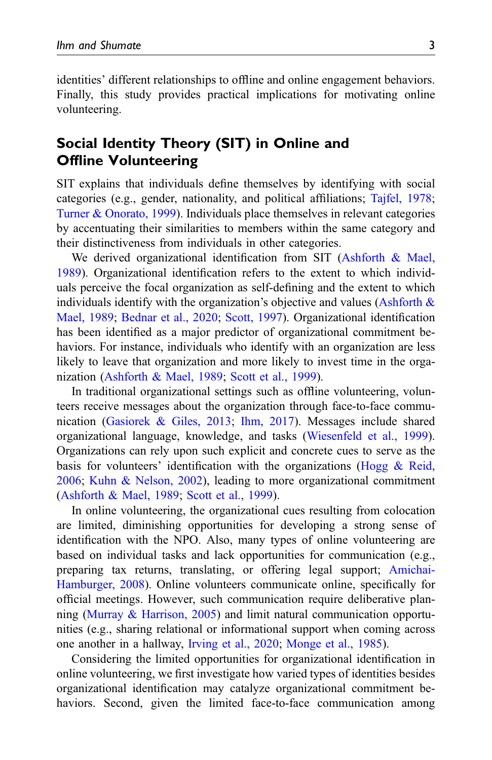identities' different relationships to offline and online engagement behaviors. Finally, this study provides practical implications for motivating online volunteering.

## Social Identity Theory (SIT) in Online and Offline Volunteering

SIT explains that individuals define themselves by identifying with social categories (e.g., gender, nationality, and political affiliations; Tajfel, 1978; Turner & Onorato, 1999). Individuals place themselves in relevant categories by accentuating their similarities to members within the same category and their distinctiveness from individuals in other categories.

We derived organizational identification from SIT (Ashforth & Mael, 1989). Organizational identification refers to the extent to which individuals perceive the focal organization as self-defining and the extent to which individuals identify with the organization's objective and values (Ashforth & Mael, 1989; Bednar et al., 2020; Scott, 1997). Organizational identification has been identified as a major predictor of organizational commitment behaviors. For instance, individuals who identify with an organization are less likely to leave that organization and more likely to invest time in the organization (Ashforth & Mael, 1989; Scott et al., 1999).

In traditional organizational settings such as offline volunteering, volunteers receive messages about the organization through face-to-face communication (Gasiorek & Giles, 2013; Ihm, 2017). Messages include shared organizational language, knowledge, and tasks (Wiesenfeld et al., 1999). Organizations can rely upon such explicit and concrete cues to serve as the basis for volunteers' identification with the organizations (Hogg & Reid, 2006; Kuhn & Nelson, 2002), leading to more organizational commitment (Ashforth & Mael, 1989; Scott et al., 1999).

In online volunteering, the organizational cues resulting from colocation are limited, diminishing opportunities for developing a strong sense of identification with the NPO. Also, many types of online volunteering are based on individual tasks and lack opportunities for communication (e.g., preparing tax returns, translating, or offering legal support; Amichai-Hamburger, 2008). Online volunteers communicate online, specifically for official meetings. However, such communication require deliberative planning (Murray & Harrison, 2005) and limit natural communication opportunities (e.g., sharing relational or informational support when coming across one another in a hallway, Irving et al., 2020; Monge et al., 1985).

Considering the limited opportunities for organizational identification in online volunteering, we first investigate how varied types of identities besides organizational identification may catalyze organizational commitment behaviors. Second, given the limited face-to-face communication among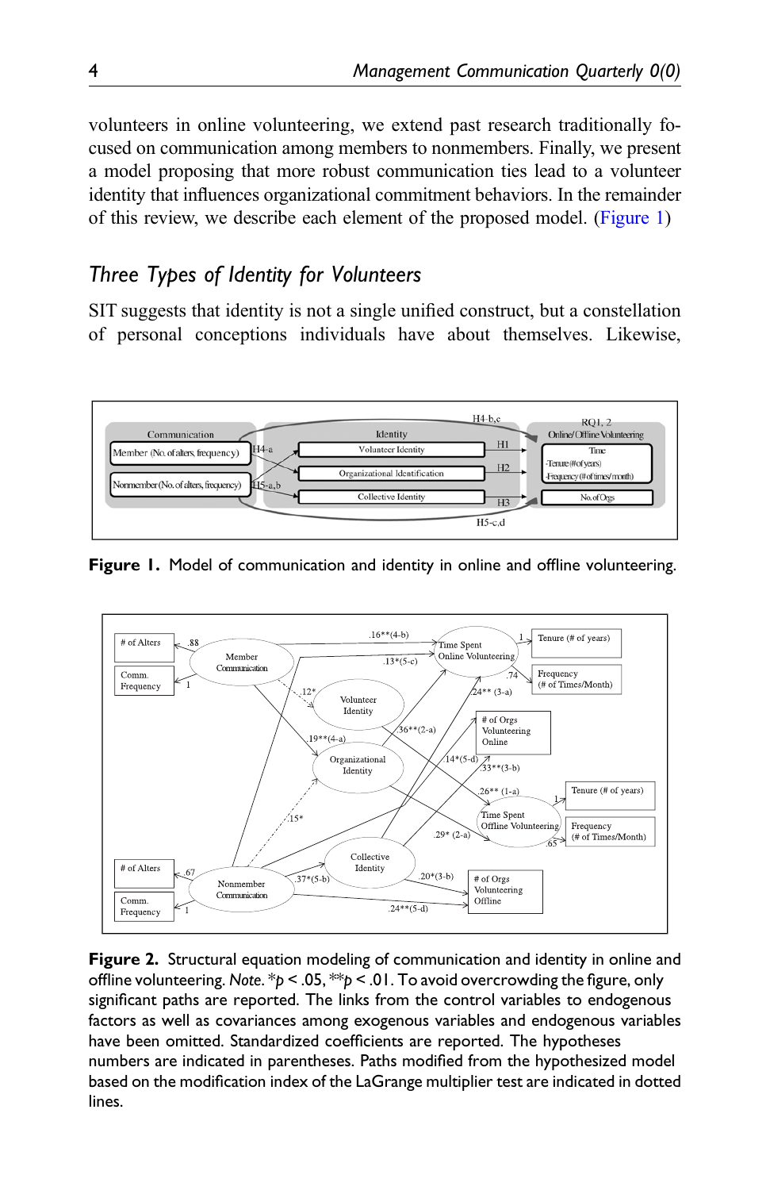volunteers in online volunteering, we extend past research traditionally focused on communication among members to nonmembers. Finally, we present a model proposing that more robust communication ties lead to a volunteer identity that influences organizational commitment behaviors. In the remainder of this review, we describe each element of the proposed model. (Figure 1)

## *Three Types of Identity for Volunteers*

SIT suggests that identity is not a single unified construct, but a constellation of personal conceptions individuals have about themselves. Likewise,

**Figure 1.** Model of communication and identity in online and offline volunteering.

**Figure 2.** Structural equation modeling of communication and identity in online and offline volunteering. *Note*. $^{*}p < .05$, $^{**}p < .01$. To avoid overcrowding the figure, only significant paths are reported. The links from the control variables to endogenous factors as well as covariances among exogenous variables and endogenous variables have been omitted. Standardized coefficients are reported. The hypotheses numbers are indicated in parentheses. Paths modified from the hypothesized model based on the modification index of the LaGrange multiplier test are indicated in dotted lines.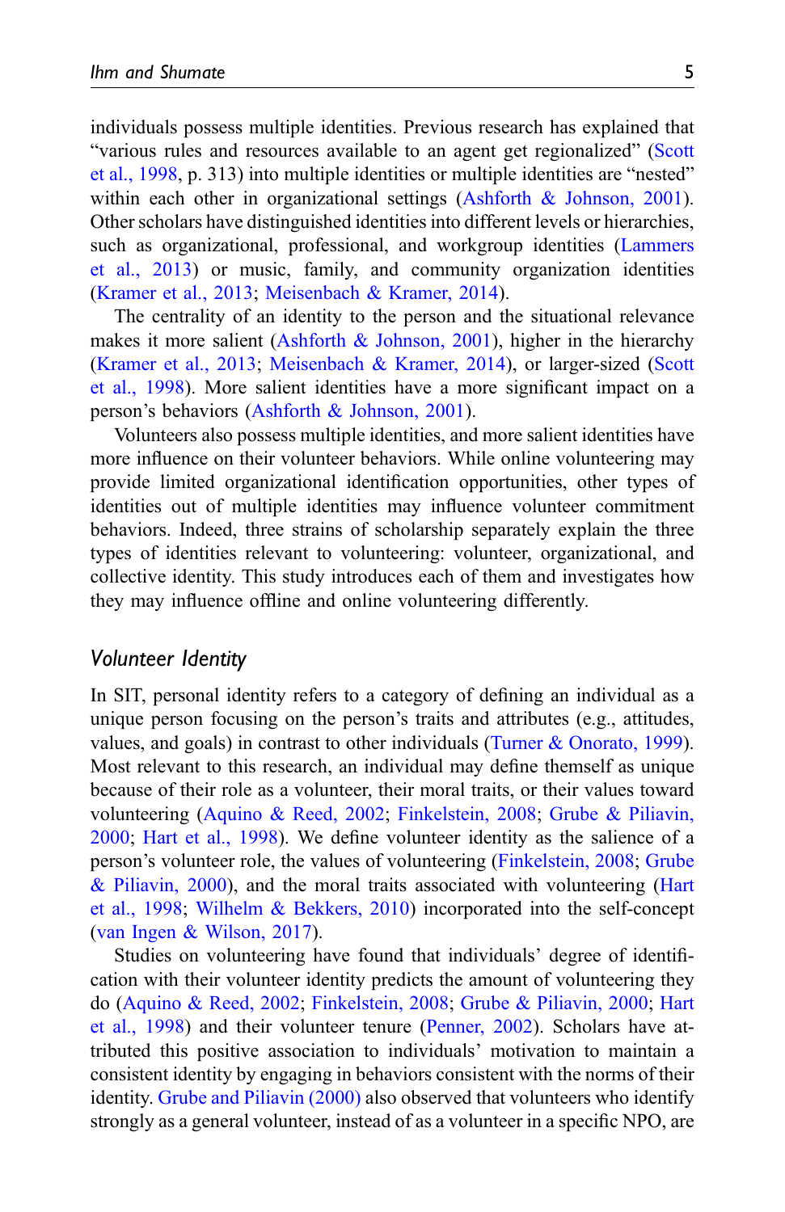individuals possess multiple identities. Previous research has explained that "various rules and resources available to an agent get regionalized" (Scott et al., 1998, p. 313) into multiple identities or multiple identities are "nested" within each other in organizational settings (Ashforth & Johnson, 2001). Other scholars have distinguished identities into different levels or hierarchies, such as organizational, professional, and workgroup identities (Lammers et al., 2013) or music, family, and community organization identities (Kramer et al., 2013; Meisenbach & Kramer, 2014).

The centrality of an identity to the person and the situational relevance makes it more salient (Ashforth & Johnson, 2001), higher in the hierarchy (Kramer et al., 2013; Meisenbach & Kramer, 2014), or larger-sized (Scott et al., 1998). More salient identities have a more significant impact on a person's behaviors (Ashforth & Johnson, 2001).

Volunteers also possess multiple identities, and more salient identities have more influence on their volunteer behaviors. While online volunteering may provide limited organizational identification opportunities, other types of identities out of multiple identities may influence volunteer commitment behaviors. Indeed, three strains of scholarship separately explain the three types of identities relevant to volunteering: volunteer, organizational, and collective identity. This study introduces each of them and investigates how they may influence offline and online volunteering differently.

## *Volunteer Identity*

In SIT, personal identity refers to a category of defining an individual as a unique person focusing on the person's traits and attributes (e.g., attitudes, values, and goals) in contrast to other individuals (Turner & Onorato, 1999). Most relevant to this research, an individual may define themself as unique because of their role as a volunteer, their moral traits, or their values toward volunteering (Aquino & Reed, 2002; Finkelstein, 2008; Grube & Piliavin, 2000; Hart et al., 1998). We define volunteer identity as the salience of a person's volunteer role, the values of volunteering (Finkelstein, 2008; Grube & Piliavin, 2000), and the moral traits associated with volunteering (Hart et al., 1998; Wilhelm & Bekkers, 2010) incorporated into the self-concept (van Ingen & Wilson, 2017).

Studies on volunteering have found that individuals' degree of identification with their volunteer identity predicts the amount of volunteering they do (Aquino & Reed, 2002; Finkelstein, 2008; Grube & Piliavin, 2000; Hart et al., 1998) and their volunteer tenure (Penner, 2002). Scholars have attributed this positive association to individuals' motivation to maintain a consistent identity by engaging in behaviors consistent with the norms of their identity. Grube and Piliavin (2000) also observed that volunteers who identify strongly as a general volunteer, instead of as a volunteer in a specific NPO, are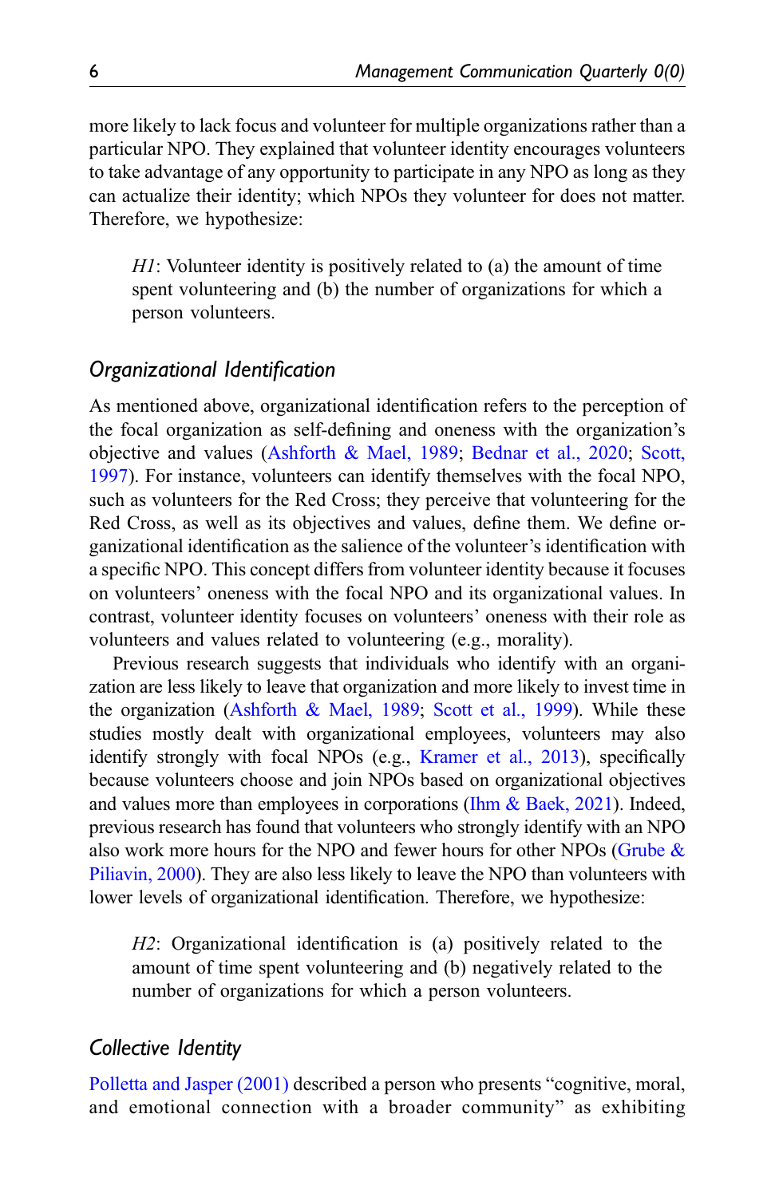more likely to lack focus and volunteer for multiple organizations rather than a particular NPO. They explained that volunteer identity encourages volunteers to take advantage of any opportunity to participate in any NPO as long as they can actualize their identity; which NPOs they volunteer for does not matter. Therefore, we hypothesize:

> *H1*: Volunteer identity is positively related to (a) the amount of time spent volunteering and (b) the number of organizations for which a person volunteers.

### *Organizational Identification*

As mentioned above, organizational identification refers to the perception of the focal organization as self-defining and oneness with the organization's objective and values (Ashforth & Mael, 1989; Bednar et al., 2020; Scott, 1997). For instance, volunteers can identify themselves with the focal NPO, such as volunteers for the Red Cross; they perceive that volunteering for the Red Cross, as well as its objectives and values, define them. We define organizational identification as the salience of the volunteer's identification with a specific NPO. This concept differs from volunteer identity because it focuses on volunteers' oneness with the focal NPO and its organizational values. In contrast, volunteer identity focuses on volunteers' oneness with their role as volunteers and values related to volunteering (e.g., morality).

Previous research suggests that individuals who identify with an organization are less likely to leave that organization and more likely to invest time in the organization (Ashforth & Mael, 1989; Scott et al., 1999). While these studies mostly dealt with organizational employees, volunteers may also identify strongly with focal NPOs (e.g., Kramer et al., 2013), specifically because volunteers choose and join NPOs based on organizational objectives and values more than employees in corporations (Ihm & Baek, 2021). Indeed, previous research has found that volunteers who strongly identify with an NPO also work more hours for the NPO and fewer hours for other NPOs (Grube & Piliavin, 2000). They are also less likely to leave the NPO than volunteers with lower levels of organizational identification. Therefore, we hypothesize:

> *H2*: Organizational identification is (a) positively related to the amount of time spent volunteering and (b) negatively related to the number of organizations for which a person volunteers.

### *Collective Identity*

Polletta and Jasper (2001) described a person who presents "cognitive, moral, and emotional connection with a broader community" as exhibiting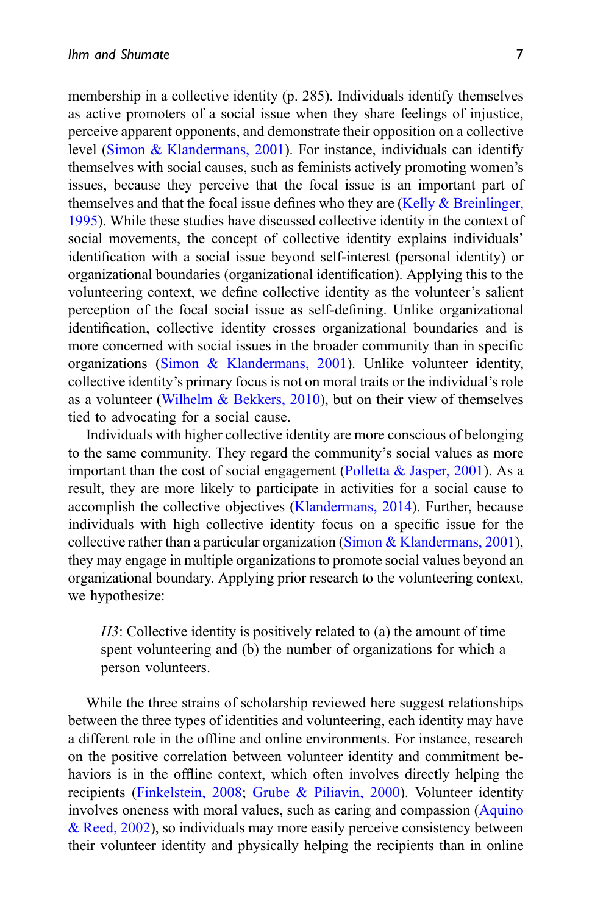membership in a collective identity (p. 285). Individuals identify themselves as active promoters of a social issue when they share feelings of injustice, perceive apparent opponents, and demonstrate their opposition on a collective level (Simon & Klandermans, 2001). For instance, individuals can identify themselves with social causes, such as feminists actively promoting women's issues, because they perceive that the focal issue is an important part of themselves and that the focal issue defines who they are (Kelly & Breinlinger, 1995). While these studies have discussed collective identity in the context of social movements, the concept of collective identity explains individuals' identification with a social issue beyond self-interest (personal identity) or organizational boundaries (organizational identification). Applying this to the volunteering context, we define collective identity as the volunteer's salient perception of the focal social issue as self-defining. Unlike organizational identification, collective identity crosses organizational boundaries and is more concerned with social issues in the broader community than in specific organizations (Simon & Klandermans, 2001). Unlike volunteer identity, collective identity's primary focus is not on moral traits or the individual's role as a volunteer (Wilhelm & Bekkers, 2010), but on their view of themselves tied to advocating for a social cause.

Individuals with higher collective identity are more conscious of belonging to the same community. They regard the community's social values as more important than the cost of social engagement (Polletta & Jasper, 2001). As a result, they are more likely to participate in activities for a social cause to accomplish the collective objectives (Klandermans, 2014). Further, because individuals with high collective identity focus on a specific issue for the collective rather than a particular organization (Simon & Klandermans, 2001), they may engage in multiple organizations to promote social values beyond an organizational boundary. Applying prior research to the volunteering context, we hypothesize:

> *H3*: Collective identity is positively related to (a) the amount of time spent volunteering and (b) the number of organizations for which a person volunteers.

While the three strains of scholarship reviewed here suggest relationships between the three types of identities and volunteering, each identity may have a different role in the offline and online environments. For instance, research on the positive correlation between volunteer identity and commitment behaviors is in the offline context, which often involves directly helping the recipients (Finkelstein, 2008; Grube & Piliavin, 2000). Volunteer identity involves oneness with moral values, such as caring and compassion (Aquino & Reed, 2002), so individuals may more easily perceive consistency between their volunteer identity and physically helping the recipients than in online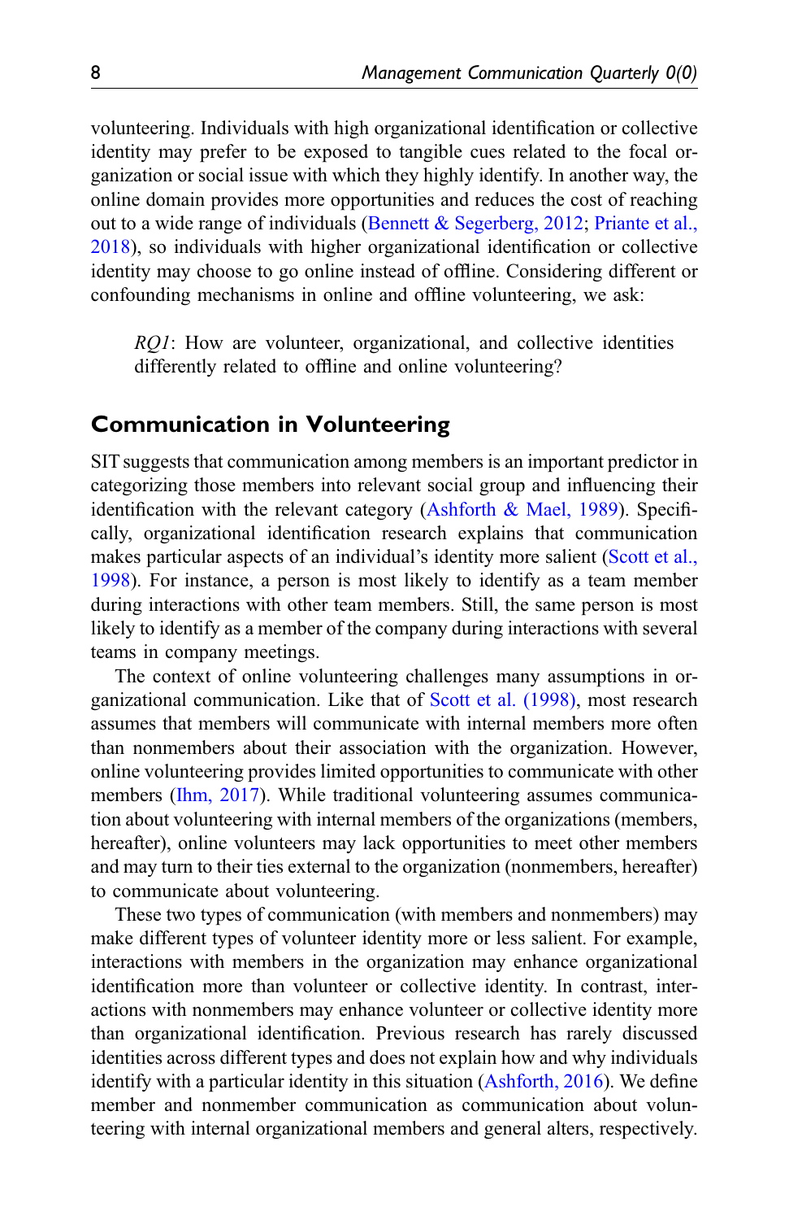volunteering. Individuals with high organizational identification or collective identity may prefer to be exposed to tangible cues related to the focal organization or social issue with which they highly identify. In another way, the online domain provides more opportunities and reduces the cost of reaching out to a wide range of individuals (Bennett & Segerberg, 2012; Priante et al., 2018), so individuals with higher organizational identification or collective identity may choose to go online instead of offline. Considering different or confounding mechanisms in online and offline volunteering, we ask:

> *RQ1*: How are volunteer, organizational, and collective identities differently related to offline and online volunteering?

## Communication in Volunteering

SIT suggests that communication among members is an important predictor in categorizing those members into relevant social group and influencing their identification with the relevant category (Ashforth & Mael, 1989). Specifically, organizational identification research explains that communication makes particular aspects of an individual's identity more salient (Scott et al., 1998). For instance, a person is most likely to identify as a team member during interactions with other team members. Still, the same person is most likely to identify as a member of the company during interactions with several teams in company meetings.

The context of online volunteering challenges many assumptions in organizational communication. Like that of Scott et al. (1998), most research assumes that members will communicate with internal members more often than nonmembers about their association with the organization. However, online volunteering provides limited opportunities to communicate with other members (Ihm, 2017). While traditional volunteering assumes communication about volunteering with internal members of the organizations (members, hereafter), online volunteers may lack opportunities to meet other members and may turn to their ties external to the organization (nonmembers, hereafter) to communicate about volunteering.

These two types of communication (with members and nonmembers) may make different types of volunteer identity more or less salient. For example, interactions with members in the organization may enhance organizational identification more than volunteer or collective identity. In contrast, interactions with nonmembers may enhance volunteer or collective identity more than organizational identification. Previous research has rarely discussed identities across different types and does not explain how and why individuals identify with a particular identity in this situation (Ashforth, 2016). We define member and nonmember communication as communication about volunteering with internal organizational members and general alters, respectively.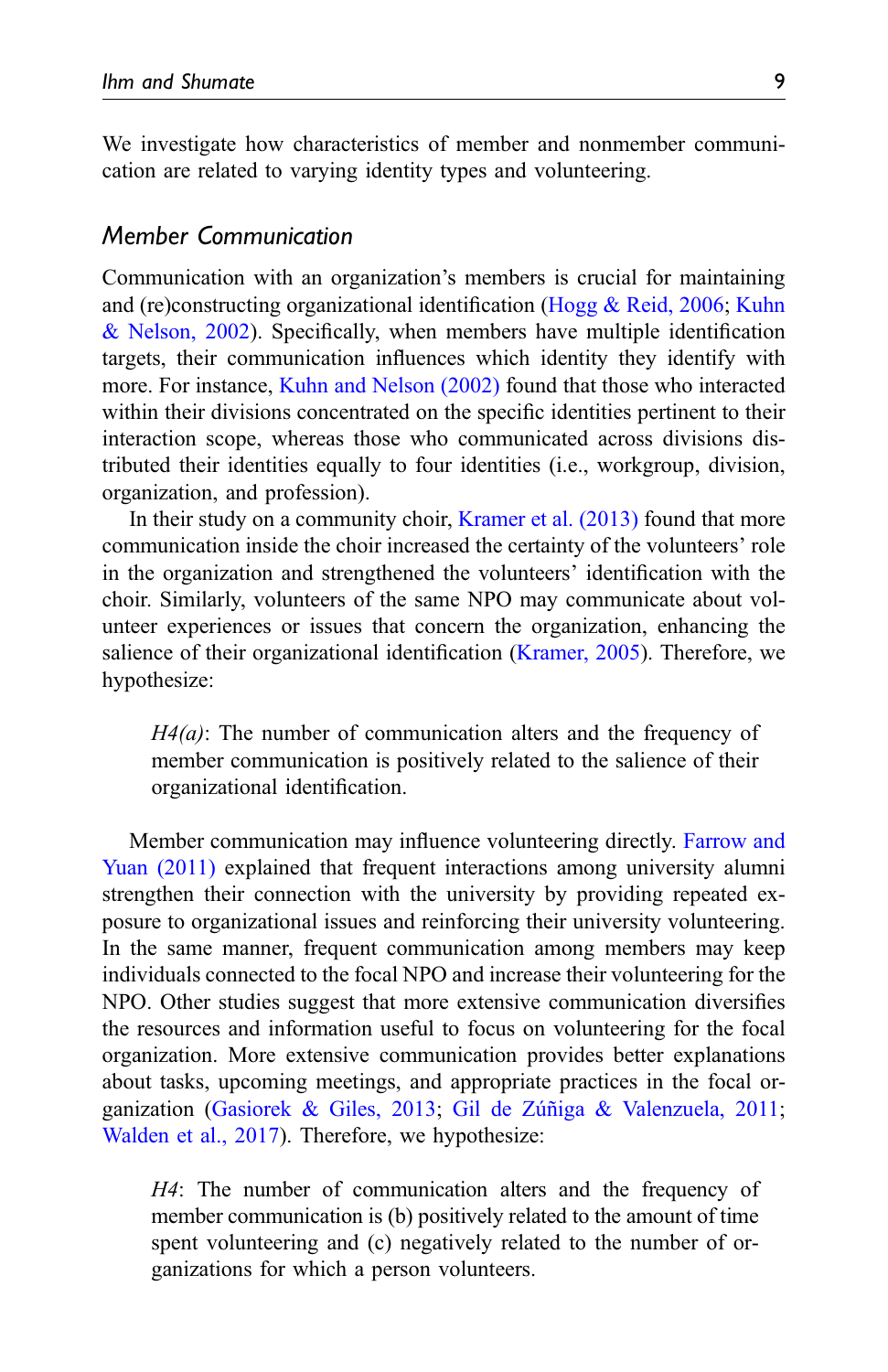We investigate how characteristics of member and nonmember communication are related to varying identity types and volunteering.

## Member Communication

Communication with an organization's members is crucial for maintaining and (re)constructing organizational identification (Hogg & Reid, 2006; Kuhn & Nelson, 2002). Specifically, when members have multiple identification targets, their communication influences which identity they identify with more. For instance, Kuhn and Nelson (2002) found that those who interacted within their divisions concentrated on the specific identities pertinent to their interaction scope, whereas those who communicated across divisions distributed their identities equally to four identities (i.e., workgroup, division, organization, and profession).

In their study on a community choir, Kramer et al. (2013) found that more communication inside the choir increased the certainty of the volunteers' role in the organization and strengthened the volunteers' identification with the choir. Similarly, volunteers of the same NPO may communicate about volunteer experiences or issues that concern the organization, enhancing the salience of their organizational identification (Kramer, 2005). Therefore, we hypothesize:

> *H4(a)*: The number of communication alters and the frequency of member communication is positively related to the salience of their organizational identification.

Member communication may influence volunteering directly. Farrow and Yuan (2011) explained that frequent interactions among university alumni strengthen their connection with the university by providing repeated exposure to organizational issues and reinforcing their university volunteering. In the same manner, frequent communication among members may keep individuals connected to the focal NPO and increase their volunteering for the NPO. Other studies suggest that more extensive communication diversifies the resources and information useful to focus on volunteering for the focal organization. More extensive communication provides better explanations about tasks, upcoming meetings, and appropriate practices in the focal organization (Gasiorek & Giles, 2013; Gil de Zúñiga & Valenzuela, 2011; Walden et al., 2017). Therefore, we hypothesize:

> *H4*: The number of communication alters and the frequency of member communication is (b) positively related to the amount of time spent volunteering and (c) negatively related to the number of organizations for which a person volunteers.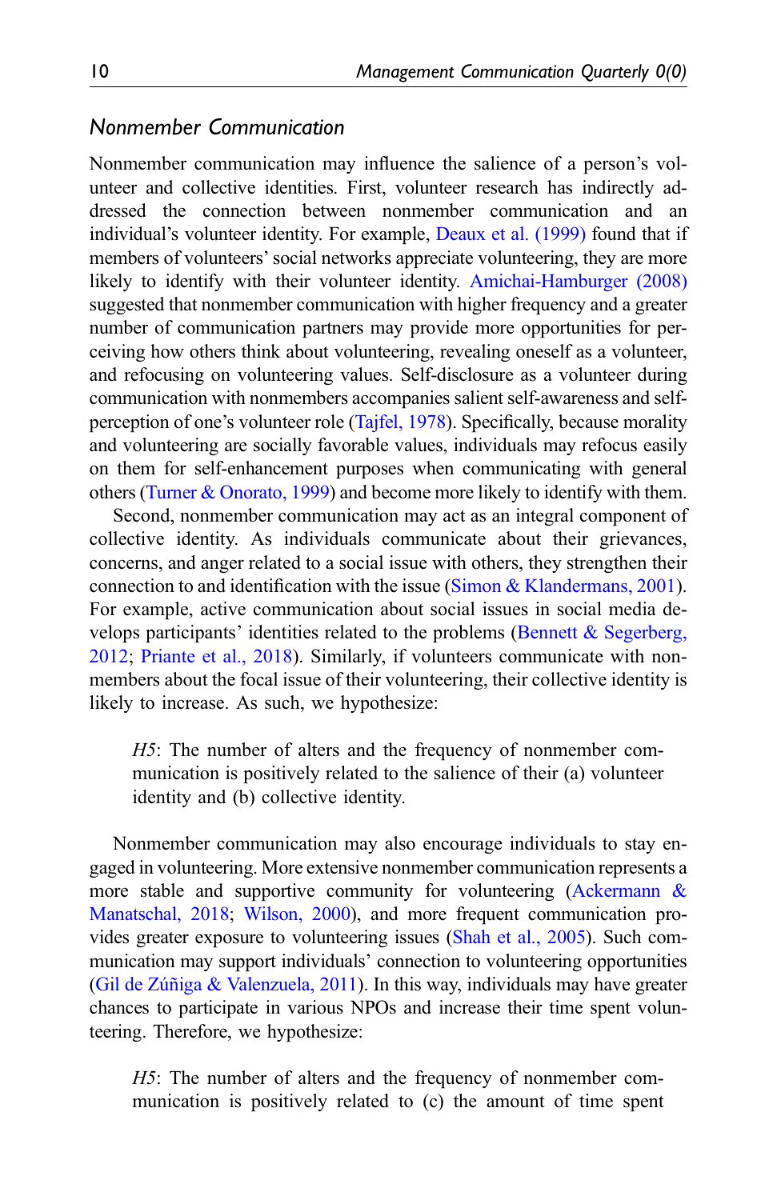### *Nonmember Communication*

Nonmember communication may influence the salience of a person's volunteer and collective identities. First, volunteer research has indirectly addressed the connection between nonmember communication and an individual's volunteer identity. For example, Deaux et al. (1999) found that if members of volunteers' social networks appreciate volunteering, they are more likely to identify with their volunteer identity. Amichai-Hamburger (2008) suggested that nonmember communication with higher frequency and a greater number of communication partners may provide more opportunities for perceiving how others think about volunteering, revealing oneself as a volunteer, and refocusing on volunteering values. Self-disclosure as a volunteer during communication with nonmembers accompanies salient self-awareness and self-perception of one's volunteer role (Tajfel, 1978). Specifically, because morality and volunteering are socially favorable values, individuals may refocus easily on them for self-enhancement purposes when communicating with general others (Turner & Onorato, 1999) and become more likely to identify with them.

Second, nonmember communication may act as an integral component of collective identity. As individuals communicate about their grievances, concerns, and anger related to a social issue with others, they strengthen their connection to and identification with the issue (Simon & Klandermans, 2001). For example, active communication about social issues in social media develops participants' identities related to the problems (Bennett & Segerberg, 2012; Priante et al., 2018). Similarly, if volunteers communicate with nonmembers about the focal issue of their volunteering, their collective identity is likely to increase. As such, we hypothesize:

> *H5*: The number of alters and the frequency of nonmember communication is positively related to the salience of their (a) volunteer identity and (b) collective identity.

Nonmember communication may also encourage individuals to stay engaged in volunteering. More extensive nonmember communication represents a more stable and supportive community for volunteering (Ackermann & Manatschal, 2018; Wilson, 2000), and more frequent communication provides greater exposure to volunteering issues (Shah et al., 2005). Such communication may support individuals' connection to volunteering opportunities (Gil de Zúñiga & Valenzuela, 2011). In this way, individuals may have greater chances to participate in various NPOs and increase their time spent volunteering. Therefore, we hypothesize:

> *H5*: The number of alters and the frequency of nonmember communication is positively related to (c) the amount of time spent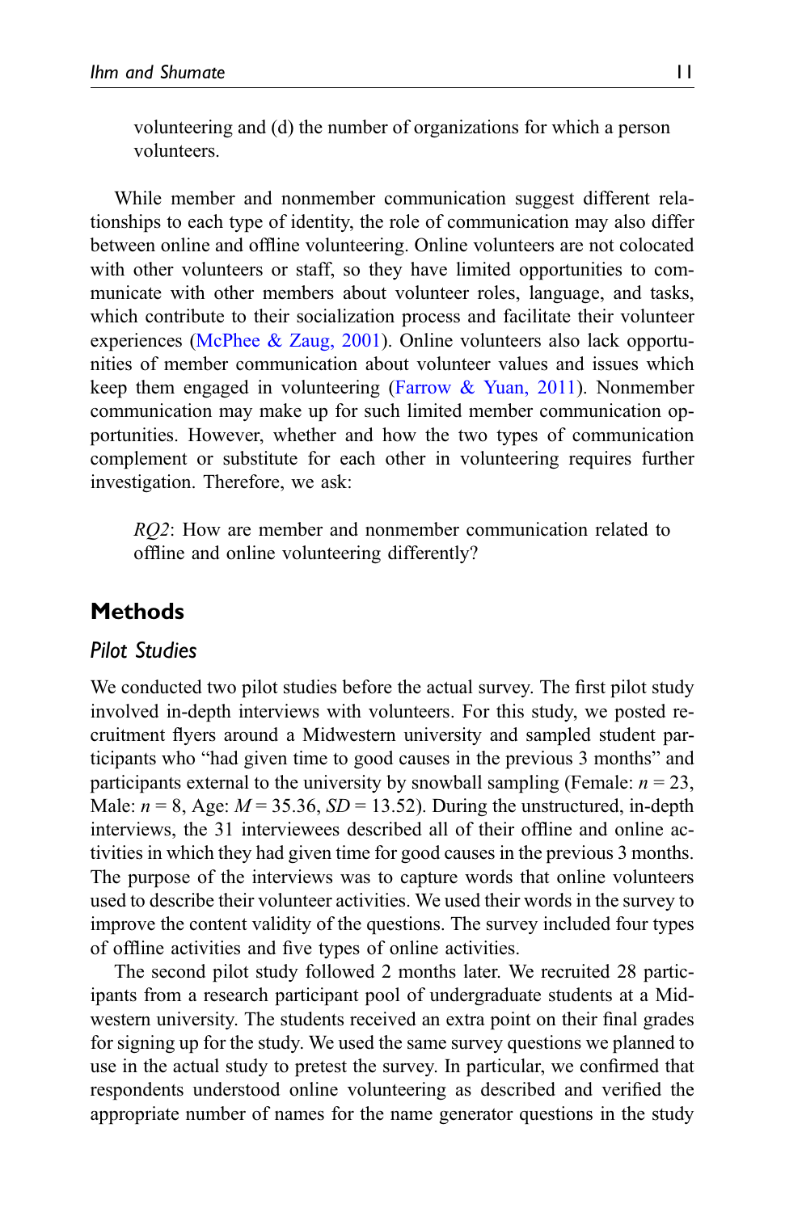volunteering and (d) the number of organizations for which a person volunteers.

While member and nonmember communication suggest different relationships to each type of identity, the role of communication may also differ between online and offline volunteering. Online volunteers are not colocated with other volunteers or staff, so they have limited opportunities to communicate with other members about volunteer roles, language, and tasks, which contribute to their socialization process and facilitate their volunteer experiences (McPhee & Zaug, 2001). Online volunteers also lack opportunities of member communication about volunteer values and issues which keep them engaged in volunteering (Farrow & Yuan, 2011). Nonmember communication may make up for such limited member communication opportunities. However, whether and how the two types of communication complement or substitute for each other in volunteering requires further investigation. Therefore, we ask:

> *RQ2*: How are member and nonmember communication related to offline and online volunteering differently?

## Methods

### Pilot Studies

We conducted two pilot studies before the actual survey. The first pilot study involved in-depth interviews with volunteers. For this study, we posted recruitment flyers around a Midwestern university and sampled student participants who "had given time to good causes in the previous 3 months" and participants external to the university by snowball sampling (Female: $n = 23$, Male: $n = 8$, Age: $M = 35.36$, $SD = 13.52$). During the unstructured, in-depth interviews, the 31 interviewees described all of their offline and online activities in which they had given time for good causes in the previous 3 months. The purpose of the interviews was to capture words that online volunteers used to describe their volunteer activities. We used their words in the survey to improve the content validity of the questions. The survey included four types of offline activities and five types of online activities.

The second pilot study followed 2 months later. We recruited 28 participants from a research participant pool of undergraduate students at a Midwestern university. The students received an extra point on their final grades for signing up for the study. We used the same survey questions we planned to use in the actual study to pretest the survey. In particular, we confirmed that respondents understood online volunteering as described and verified the appropriate number of names for the name generator questions in the study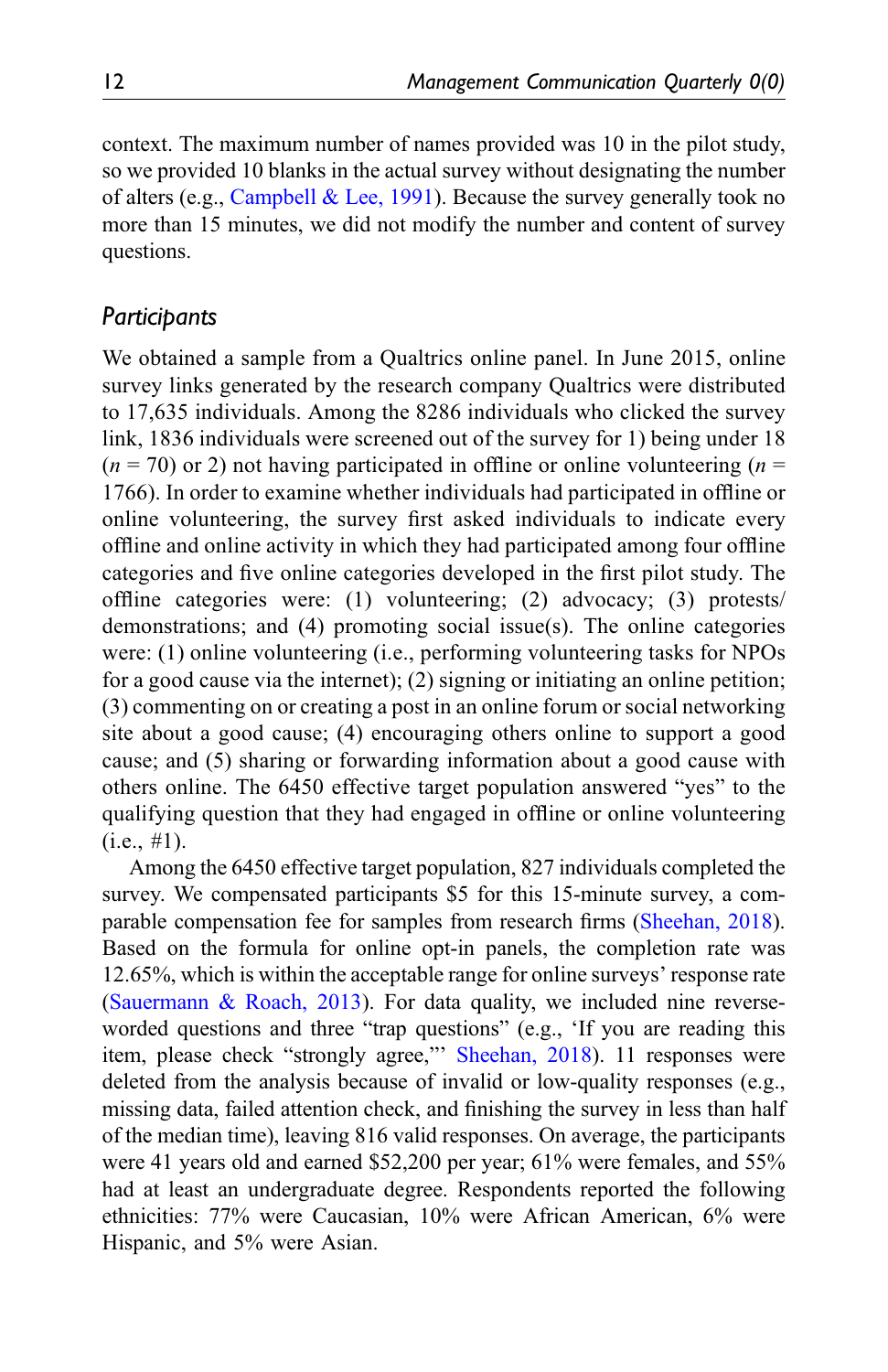context. The maximum number of names provided was 10 in the pilot study, so we provided 10 blanks in the actual survey without designating the number of alters (e.g., Campbell & Lee, 1991). Because the survey generally took no more than 15 minutes, we did not modify the number and content of survey questions.

## *Participants*

We obtained a sample from a Qualtrics online panel. In June 2015, online survey links generated by the research company Qualtrics were distributed to 17,635 individuals. Among the 8286 individuals who clicked the survey link, 1836 individuals were screened out of the survey for 1) being under 18 ($n$ = 70) or 2) not having participated in offline or online volunteering ($n$ = 1766). In order to examine whether individuals had participated in offline or online volunteering, the survey first asked individuals to indicate every offline and online activity in which they had participated among four offline categories and five online categories developed in the first pilot study. The offline categories were: (1) volunteering; (2) advocacy; (3) protests/demonstrations; and (4) promoting social issue(s). The online categories were: (1) online volunteering (i.e., performing volunteering tasks for NPOs for a good cause via the internet); (2) signing or initiating an online petition; (3) commenting on or creating a post in an online forum or social networking site about a good cause; (4) encouraging others online to support a good cause; and (5) sharing or forwarding information about a good cause with others online. The 6450 effective target population answered "yes" to the qualifying question that they had engaged in offline or online volunteering (i.e., #1).

Among the 6450 effective target population, 827 individuals completed the survey. We compensated participants $5 for this 15-minute survey, a comparable compensation fee for samples from research firms (Sheehan, 2018). Based on the formula for online opt-in panels, the completion rate was 12.65%, which is within the acceptable range for online surveys' response rate (Sauermann & Roach, 2013). For data quality, we included nine reverse-worded questions and three "trap questions" (e.g., 'If you are reading this item, please check "strongly agree,"' Sheehan, 2018). 11 responses were deleted from the analysis because of invalid or low-quality responses (e.g., missing data, failed attention check, and finishing the survey in less than half of the median time), leaving 816 valid responses. On average, the participants were 41 years old and earned $52,200 per year; 61% were females, and 55% had at least an undergraduate degree. Respondents reported the following ethnicities: 77% were Caucasian, 10% were African American, 6% were Hispanic, and 5% were Asian.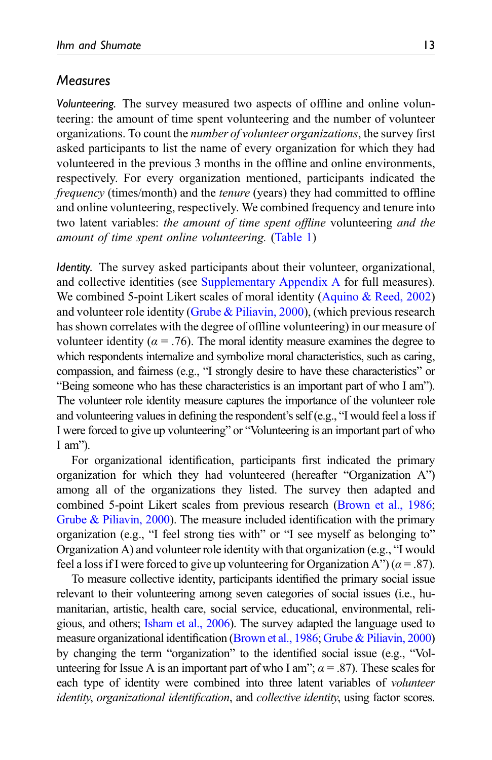## Measures

*Volunteering.* The survey measured two aspects of offline and online volunteering: the amount of time spent volunteering and the number of volunteer organizations. To count the *number of volunteer organizations*, the survey first asked participants to list the name of every organization for which they had volunteered in the previous 3 months in the offline and online environments, respectively. For every organization mentioned, participants indicated the *frequency* (times/month) and the *tenure* (years) they had committed to offline and online volunteering, respectively. We combined frequency and tenure into two latent variables: *the amount of time spent offline* volunteering *and the amount of time spent online volunteering.* (Table 1)

*Identity.* The survey asked participants about their volunteer, organizational, and collective identities (see Supplementary Appendix A for full measures). We combined 5-point Likert scales of moral identity (Aquino & Reed, 2002) and volunteer role identity (Grube & Piliavin, 2000), (which previous research has shown correlates with the degree of offline volunteering) in our measure of volunteer identity ($\alpha = .76$). The moral identity measure examines the degree to which respondents internalize and symbolize moral characteristics, such as caring, compassion, and fairness (e.g., "I strongly desire to have these characteristics" or "Being someone who has these characteristics is an important part of who I am"). The volunteer role identity measure captures the importance of the volunteer role and volunteering values in defining the respondent's self (e.g., "I would feel a loss if I were forced to give up volunteering" or "Volunteering is an important part of who I am").

For organizational identification, participants first indicated the primary organization for which they had volunteered (hereafter "Organization A") among all of the organizations they listed. The survey then adapted and combined 5-point Likert scales from previous research (Brown et al., 1986; Grube & Piliavin, 2000). The measure included identification with the primary organization (e.g., "I feel strong ties with" or "I see myself as belonging to" Organization A) and volunteer role identity with that organization (e.g., "I would feel a loss if I were forced to give up volunteering for Organization A") ($\alpha = .87$).

To measure collective identity, participants identified the primary social issue relevant to their volunteering among seven categories of social issues (i.e., humanitarian, artistic, health care, social service, educational, environmental, religious, and others; Isham et al., 2006). The survey adapted the language used to measure organizational identification (Brown et al., 1986; Grube & Piliavin, 2000) by changing the term "organization" to the identified social issue (e.g., "Volunteering for Issue A is an important part of who I am"; $\alpha = .87$). These scales for each type of identity were combined into three latent variables of *volunteer identity*, *organizational identification*, and *collective identity*, using factor scores.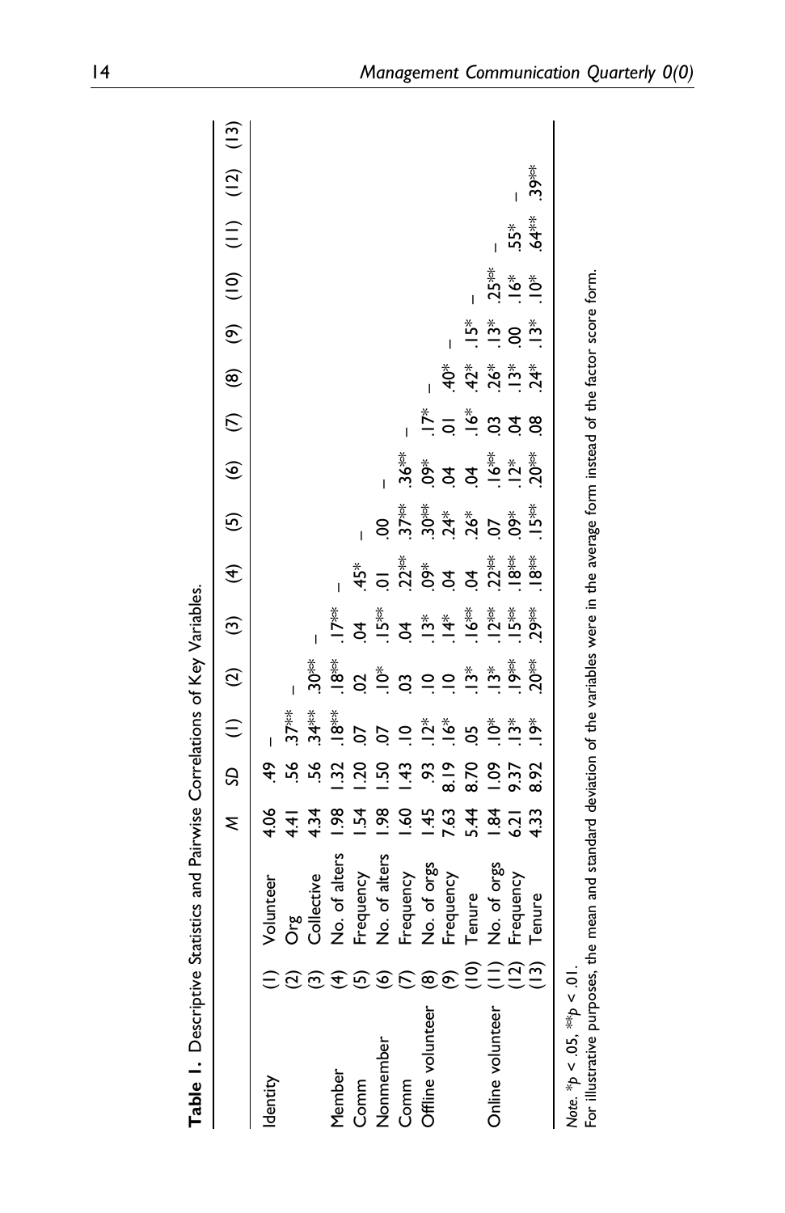**Table 1.** Descriptive Statistics and Pairwise Correlations of Key Variables.

| | | | *M* | *SD* | (1) | (2) | (3) | (4) | (5) | (6) | (7) | (8) | (9) | (10) | (11) | (12) | (13) |
|---|---|---|---|---|---|---|---|---|---|---|---|---|---|---|---|---|---|
| Identity | (1) | Volunteer | 4.06 | .49 | – | | | | | | | | | | | | |
| | (2) | Org | 4.41 | .56 | .37** | – | | | | | | | | | | | |
| | (3) | Collective | 4.34 | .56 | .34** | .30** | – | | | | | | | | | | |
| Member | (4) | No. of alters | 1.98 | 1.32 | .18** | .18** | .17** | – | | | | | | | | | |
| Comm | (5) | Frequency | 1.54 | 1.20 | .07 | .02 | .04 | .45* | – | | | | | | | | |
| Nonmember | (6) | No. of alters | 1.98 | 1.50 | .07 | .10* | .15** | .01 | .00 | – | | | | | | | |
| Comm | (7) | Frequency | 1.60 | 1.43 | .10 | .03 | .04 | .22** | .37** | .36** | – | | | | | | |
| Offline volunteer | (8) | No. of orgs | 1.45 | .93 | .12* | .10 | .13* | .09* | .30** | .09* | .17* | – | | | | | |
| | (9) | Frequency | 7.63 | 8.19 | .16* | .10 | .14* | .04 | .24* | .04 | .01 | .40* | – | | | | |
| | (10) | Tenure | 5.44 | 8.70 | .05 | .13* | .16** | .04 | .26* | .04 | .16* | .42* | .15* | – | | | |
| Online volunteer | (11) | No. of orgs | 1.84 | 1.09 | .10* | .13* | .12** | .22** | .07 | .16** | .03 | .26* | .13* | .25** | – | | |
| | (12) | Frequency | 6.21 | 9.37 | .13* | .19** | .15** | .18** | .09* | .12* | .04 | .13* | .00 | .16* | .55* | – | |
| | (13) | Tenure | 4.33 | 8.92 | .19* | .20** | .29** | .18** | .15** | .20** | .08 | .24* | .13* | .10* | .64** | .39** | – |

*Note.* *$p < .05$, **$p < .01$.

For illustrative purposes, the mean and standard deviation of the variables were in the average form instead of the factor score form.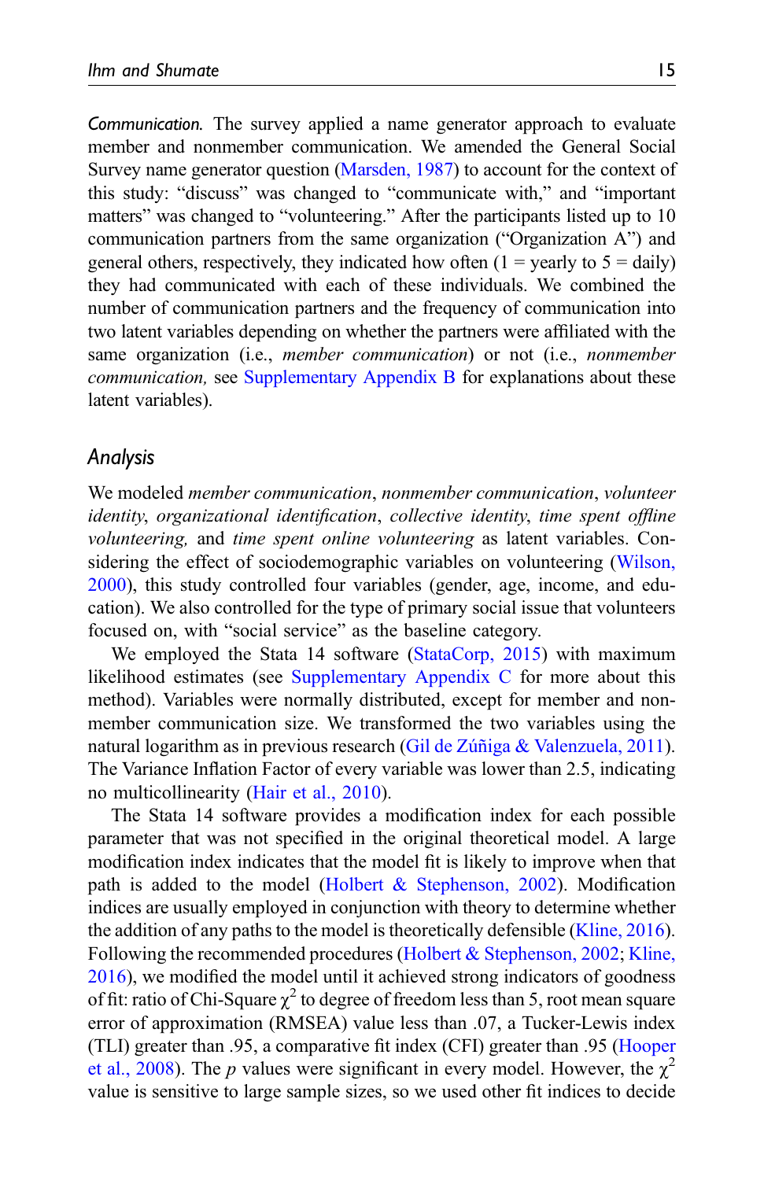*Communication*. The survey applied a name generator approach to evaluate member and nonmember communication. We amended the General Social Survey name generator question (Marsden, 1987) to account for the context of this study: "discuss" was changed to "communicate with," and "important matters" was changed to "volunteering." After the participants listed up to 10 communication partners from the same organization ("Organization A") and general others, respectively, they indicated how often (1 = yearly to 5 = daily) they had communicated with each of these individuals. We combined the number of communication partners and the frequency of communication into two latent variables depending on whether the partners were affiliated with the same organization (i.e., *member communication*) or not (i.e., *nonmember communication,* see Supplementary Appendix B for explanations about these latent variables).

## Analysis

We modeled *member communication*, *nonmember communication*, *volunteer identity*, *organizational identification*, *collective identity*, *time spent offline volunteering,* and *time spent online volunteering* as latent variables. Considering the effect of sociodemographic variables on volunteering (Wilson, 2000), this study controlled four variables (gender, age, income, and education). We also controlled for the type of primary social issue that volunteers focused on, with "social service" as the baseline category.

We employed the Stata 14 software (StataCorp, 2015) with maximum likelihood estimates (see Supplementary Appendix C for more about this method). Variables were normally distributed, except for member and nonmember communication size. We transformed the two variables using the natural logarithm as in previous research (Gil de Zúñiga & Valenzuela, 2011). The Variance Inflation Factor of every variable was lower than 2.5, indicating no multicollinearity (Hair et al., 2010).

The Stata 14 software provides a modification index for each possible parameter that was not specified in the original theoretical model. A large modification index indicates that the model fit is likely to improve when that path is added to the model (Holbert & Stephenson, 2002). Modification indices are usually employed in conjunction with theory to determine whether the addition of any paths to the model is theoretically defensible (Kline, 2016). Following the recommended procedures (Holbert & Stephenson, 2002; Kline, 2016), we modified the model until it achieved strong indicators of goodness of fit: ratio of Chi-Square $\chi^2$ to degree of freedom less than 5, root mean square error of approximation (RMSEA) value less than .07, a Tucker-Lewis index (TLI) greater than .95, a comparative fit index (CFI) greater than .95 (Hooper et al., 2008). The $p$ values were significant in every model. However, the $\chi^2$ value is sensitive to large sample sizes, so we used other fit indices to decide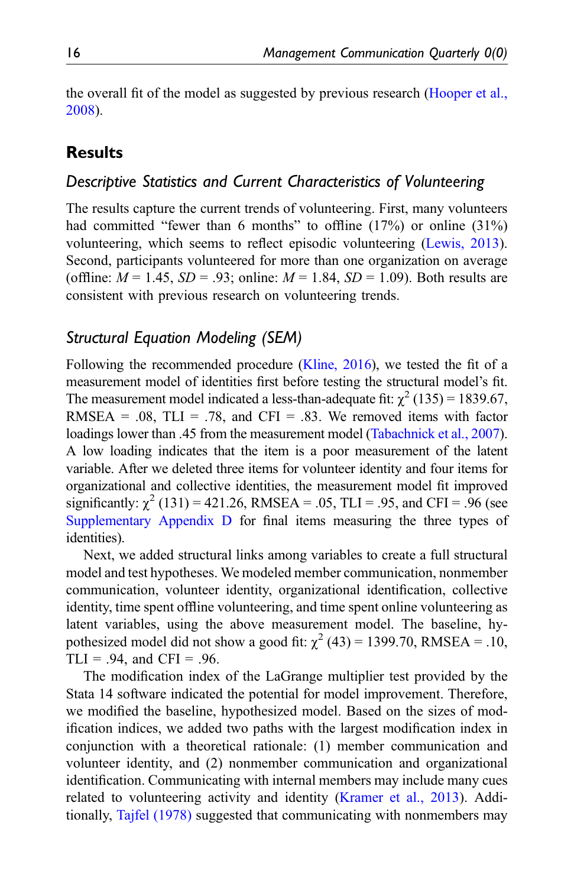the overall fit of the model as suggested by previous research (Hooper et al., 2008).

## Results

### *Descriptive Statistics and Current Characteristics of Volunteering*

The results capture the current trends of volunteering. First, many volunteers had committed "fewer than 6 months" to offline (17%) or online (31%) volunteering, which seems to reflect episodic volunteering (Lewis, 2013). Second, participants volunteered for more than one organization on average (offline: $M = 1.45$, $SD = .93$; online: $M = 1.84$, $SD = 1.09$). Both results are consistent with previous research on volunteering trends.

### *Structural Equation Modeling (SEM)*

Following the recommended procedure (Kline, 2016), we tested the fit of a measurement model of identities first before testing the structural model's fit. The measurement model indicated a less-than-adequate fit: $\chi^2$ (135) = 1839.67, RMSEA = .08, TLI = .78, and CFI = .83. We removed items with factor loadings lower than .45 from the measurement model (Tabachnick et al., 2007). A low loading indicates that the item is a poor measurement of the latent variable. After we deleted three items for volunteer identity and four items for organizational and collective identities, the measurement model fit improved significantly: $\chi^2$ (131) = 421.26, RMSEA = .05, TLI = .95, and CFI = .96 (see Supplementary Appendix D for final items measuring the three types of identities).

Next, we added structural links among variables to create a full structural model and test hypotheses. We modeled member communication, nonmember communication, volunteer identity, organizational identification, collective identity, time spent offline volunteering, and time spent online volunteering as latent variables, using the above measurement model. The baseline, hypothesized model did not show a good fit: $\chi^2$ (43) = 1399.70, RMSEA = .10, TLI = .94, and CFI = .96.

The modification index of the LaGrange multiplier test provided by the Stata 14 software indicated the potential for model improvement. Therefore, we modified the baseline, hypothesized model. Based on the sizes of modification indices, we added two paths with the largest modification index in conjunction with a theoretical rationale: (1) member communication and volunteer identity, and (2) nonmember communication and organizational identification. Communicating with internal members may include many cues related to volunteering activity and identity (Kramer et al., 2013). Additionally, Tajfel (1978) suggested that communicating with nonmembers may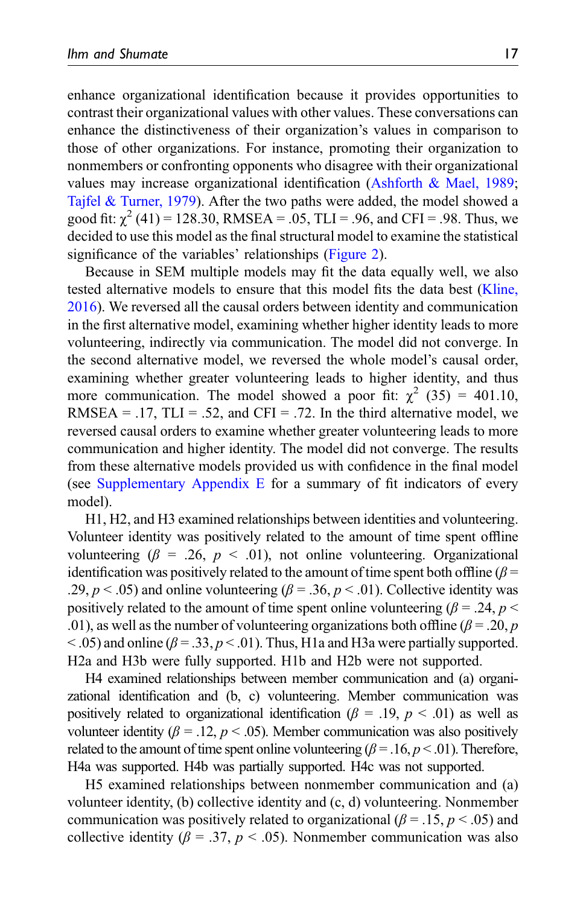enhance organizational identification because it provides opportunities to contrast their organizational values with other values. These conversations can enhance the distinctiveness of their organization's values in comparison to those of other organizations. For instance, promoting their organization to nonmembers or confronting opponents who disagree with their organizational values may increase organizational identification (Ashforth & Mael, 1989; Tajfel & Turner, 1979). After the two paths were added, the model showed a good fit: $\chi^2$ (41) = 128.30, RMSEA = .05, TLI = .96, and CFI = .98. Thus, we decided to use this model as the final structural model to examine the statistical significance of the variables' relationships (Figure 2).

Because in SEM multiple models may fit the data equally well, we also tested alternative models to ensure that this model fits the data best (Kline, 2016). We reversed all the causal orders between identity and communication in the first alternative model, examining whether higher identity leads to more volunteering, indirectly via communication. The model did not converge. In the second alternative model, we reversed the whole model's causal order, examining whether greater volunteering leads to higher identity, and thus more communication. The model showed a poor fit: $\chi^2$ (35) = 401.10, RMSEA = .17, TLI = .52, and CFI = .72. In the third alternative model, we reversed causal orders to examine whether greater volunteering leads to more communication and higher identity. The model did not converge. The results from these alternative models provided us with confidence in the final model (see Supplementary Appendix E for a summary of fit indicators of every model).

H1, H2, and H3 examined relationships between identities and volunteering. Volunteer identity was positively related to the amount of time spent offline volunteering ($\beta$ = .26, $p$ < .01), not online volunteering. Organizational identification was positively related to the amount of time spent both offline ($\beta$ = .29, $p$ < .05) and online volunteering ($\beta$ = .36, $p$ < .01). Collective identity was positively related to the amount of time spent online volunteering ($\beta$ = .24, $p$ < .01), as well as the number of volunteering organizations both offline ($\beta$ = .20, $p$ < .05) and online ($\beta$ = .33, $p$ < .01). Thus, H1a and H3a were partially supported. H2a and H3b were fully supported. H1b and H2b were not supported.

H4 examined relationships between member communication and (a) organizational identification and (b, c) volunteering. Member communication was positively related to organizational identification ($\beta$ = .19, $p$ < .01) as well as volunteer identity ($\beta$ = .12, $p$ < .05). Member communication was also positively related to the amount of time spent online volunteering ($\beta$ = .16, $p$ < .01). Therefore, H4a was supported. H4b was partially supported. H4c was not supported.

H5 examined relationships between nonmember communication and (a) volunteer identity, (b) collective identity and (c, d) volunteering. Nonmember communication was positively related to organizational ($\beta$ = .15, $p$ < .05) and collective identity ($\beta$ = .37, $p$ < .05). Nonmember communication was also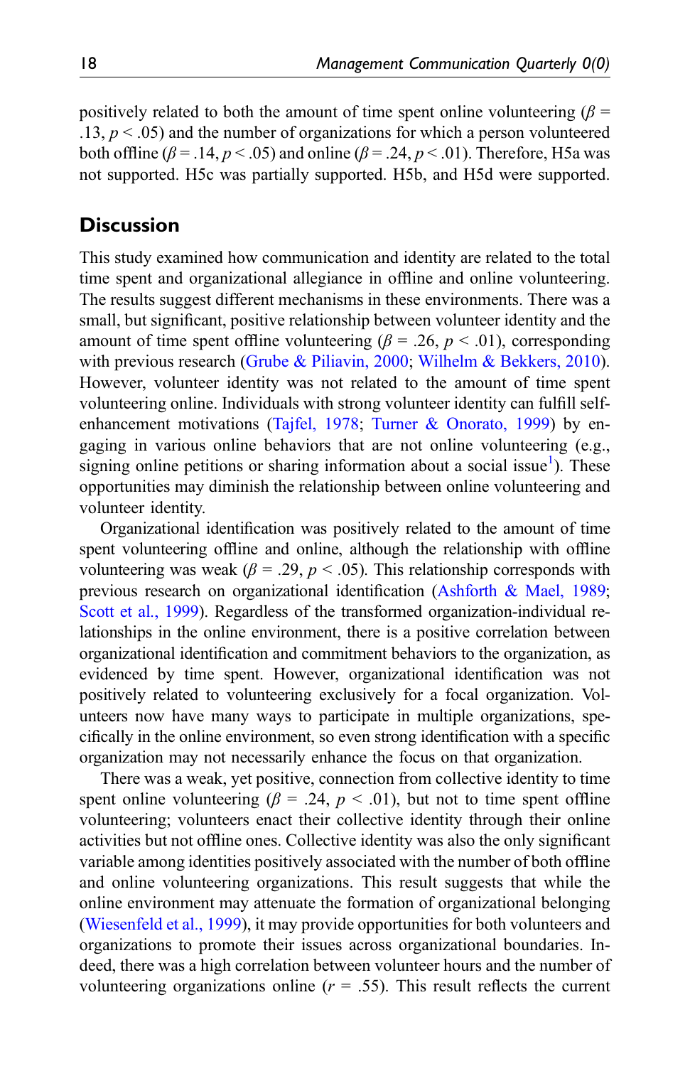positively related to both the amount of time spent online volunteering ($\beta$ = .13, $p < .05$) and the number of organizations for which a person volunteered both offline ($\beta = .14$, $p < .05$) and online ($\beta = .24$, $p < .01$). Therefore, H5a was not supported. H5c was partially supported. H5b, and H5d were supported.

## Discussion

This study examined how communication and identity are related to the total time spent and organizational allegiance in offline and online volunteering. The results suggest different mechanisms in these environments. There was a small, but significant, positive relationship between volunteer identity and the amount of time spent offline volunteering ($\beta$ = .26, $p$ < .01), corresponding with previous research (Grube & Piliavin, 2000; Wilhelm & Bekkers, 2010). However, volunteer identity was not related to the amount of time spent volunteering online. Individuals with strong volunteer identity can fulfill self-enhancement motivations (Tajfel, 1978; Turner & Onorato, 1999) by engaging in various online behaviors that are not online volunteering (e.g., signing online petitions or sharing information about a social issue[1]). These opportunities may diminish the relationship between online volunteering and volunteer identity.

Organizational identification was positively related to the amount of time spent volunteering offline and online, although the relationship with offline volunteering was weak ($\beta$ = .29, $p$ < .05). This relationship corresponds with previous research on organizational identification (Ashforth & Mael, 1989; Scott et al., 1999). Regardless of the transformed organization-individual relationships in the online environment, there is a positive correlation between organizational identification and commitment behaviors to the organization, as evidenced by time spent. However, organizational identification was not positively related to volunteering exclusively for a focal organization. Volunteers now have many ways to participate in multiple organizations, specifically in the online environment, so even strong identification with a specific organization may not necessarily enhance the focus on that organization.

There was a weak, yet positive, connection from collective identity to time spent online volunteering ($\beta$ = .24, $p$ < .01), but not to time spent offline volunteering; volunteers enact their collective identity through their online activities but not offline ones. Collective identity was also the only significant variable among identities positively associated with the number of both offline and online volunteering organizations. This result suggests that while the online environment may attenuate the formation of organizational belonging (Wiesenfeld et al., 1999), it may provide opportunities for both volunteers and organizations to promote their issues across organizational boundaries. Indeed, there was a high correlation between volunteer hours and the number of volunteering organizations online ($r$ = .55). This result reflects the current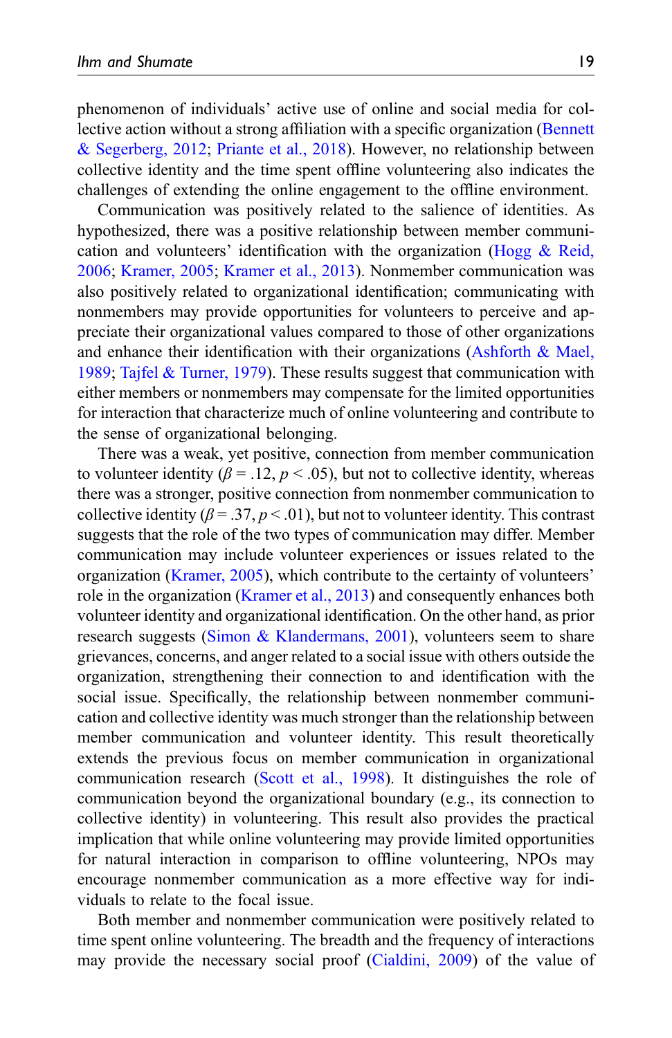phenomenon of individuals' active use of online and social media for collective action without a strong affiliation with a specific organization (Bennett & Segerberg, 2012; Priante et al., 2018). However, no relationship between collective identity and the time spent offline volunteering also indicates the challenges of extending the online engagement to the offline environment.

Communication was positively related to the salience of identities. As hypothesized, there was a positive relationship between member communication and volunteers' identification with the organization (Hogg & Reid, 2006; Kramer, 2005; Kramer et al., 2013). Nonmember communication was also positively related to organizational identification; communicating with nonmembers may provide opportunities for volunteers to perceive and appreciate their organizational values compared to those of other organizations and enhance their identification with their organizations (Ashforth & Mael, 1989; Tajfel & Turner, 1979). These results suggest that communication with either members or nonmembers may compensate for the limited opportunities for interaction that characterize much of online volunteering and contribute to the sense of organizational belonging.

There was a weak, yet positive, connection from member communication to volunteer identity ($\beta = .12$, $p < .05$), but not to collective identity, whereas there was a stronger, positive connection from nonmember communication to collective identity ($\beta = .37$, $p < .01$), but not to volunteer identity. This contrast suggests that the role of the two types of communication may differ. Member communication may include volunteer experiences or issues related to the organization (Kramer, 2005), which contribute to the certainty of volunteers' role in the organization (Kramer et al., 2013) and consequently enhances both volunteer identity and organizational identification. On the other hand, as prior research suggests (Simon & Klandermans, 2001), volunteers seem to share grievances, concerns, and anger related to a social issue with others outside the organization, strengthening their connection to and identification with the social issue. Specifically, the relationship between nonmember communication and collective identity was much stronger than the relationship between member communication and volunteer identity. This result theoretically extends the previous focus on member communication in organizational communication research (Scott et al., 1998). It distinguishes the role of communication beyond the organizational boundary (e.g., its connection to collective identity) in volunteering. This result also provides the practical implication that while online volunteering may provide limited opportunities for natural interaction in comparison to offline volunteering, NPOs may encourage nonmember communication as a more effective way for individuals to relate to the focal issue.

Both member and nonmember communication were positively related to time spent online volunteering. The breadth and the frequency of interactions may provide the necessary social proof (Cialdini, 2009) of the value of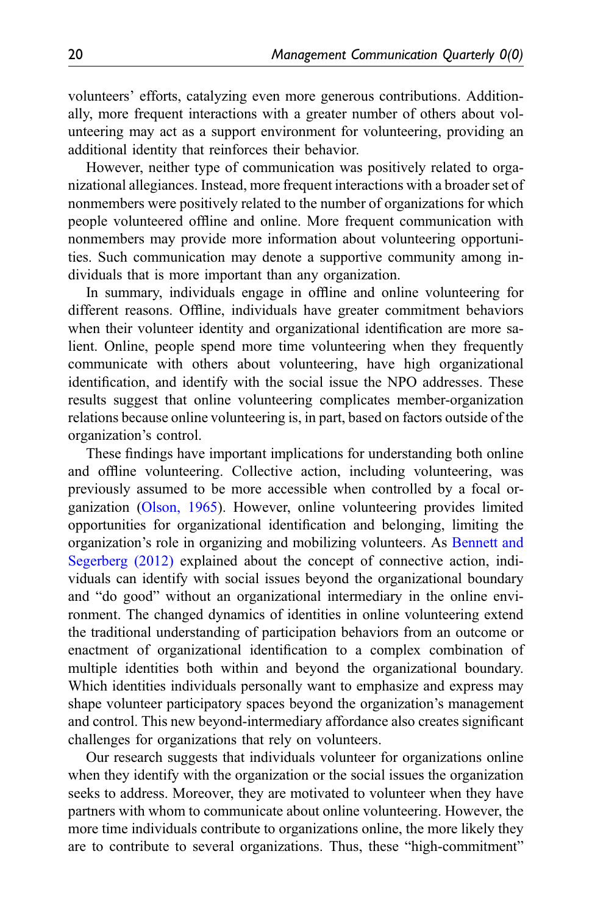volunteers' efforts, catalyzing even more generous contributions. Additionally, more frequent interactions with a greater number of others about volunteering may act as a support environment for volunteering, providing an additional identity that reinforces their behavior.

However, neither type of communication was positively related to organizational allegiances. Instead, more frequent interactions with a broader set of nonmembers were positively related to the number of organizations for which people volunteered offline and online. More frequent communication with nonmembers may provide more information about volunteering opportunities. Such communication may denote a supportive community among individuals that is more important than any organization.

In summary, individuals engage in offline and online volunteering for different reasons. Offline, individuals have greater commitment behaviors when their volunteer identity and organizational identification are more salient. Online, people spend more time volunteering when they frequently communicate with others about volunteering, have high organizational identification, and identify with the social issue the NPO addresses. These results suggest that online volunteering complicates member-organization relations because online volunteering is, in part, based on factors outside of the organization's control.

These findings have important implications for understanding both online and offline volunteering. Collective action, including volunteering, was previously assumed to be more accessible when controlled by a focal organization (Olson, 1965). However, online volunteering provides limited opportunities for organizational identification and belonging, limiting the organization's role in organizing and mobilizing volunteers. As Bennett and Segerberg (2012) explained about the concept of connective action, individuals can identify with social issues beyond the organizational boundary and "do good" without an organizational intermediary in the online environment. The changed dynamics of identities in online volunteering extend the traditional understanding of participation behaviors from an outcome or enactment of organizational identification to a complex combination of multiple identities both within and beyond the organizational boundary. Which identities individuals personally want to emphasize and express may shape volunteer participatory spaces beyond the organization's management and control. This new beyond-intermediary affordance also creates significant challenges for organizations that rely on volunteers.

Our research suggests that individuals volunteer for organizations online when they identify with the organization or the social issues the organization seeks to address. Moreover, they are motivated to volunteer when they have partners with whom to communicate about online volunteering. However, the more time individuals contribute to organizations online, the more likely they are to contribute to several organizations. Thus, these "high-commitment"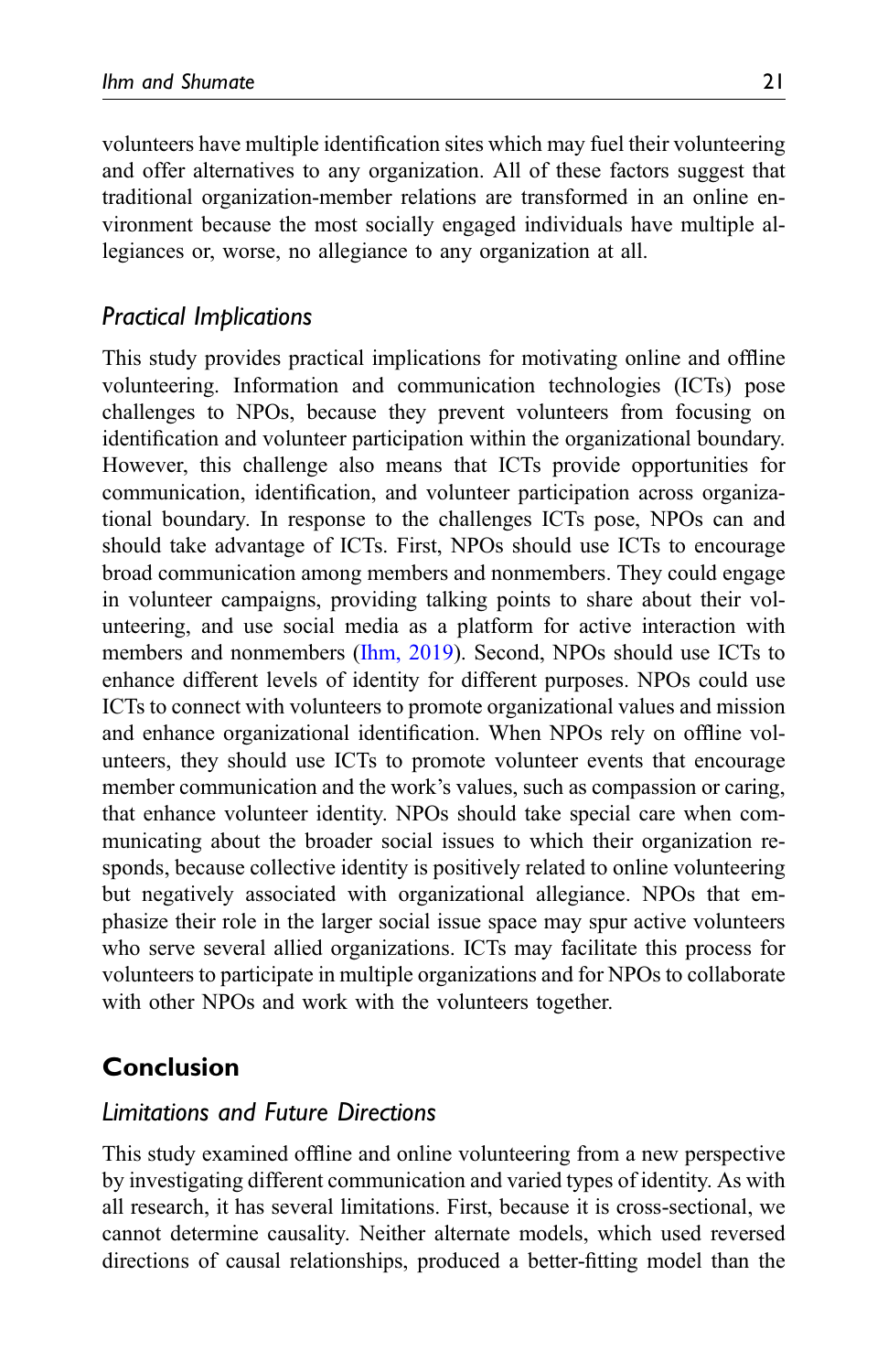volunteers have multiple identification sites which may fuel their volunteering and offer alternatives to any organization. All of these factors suggest that traditional organization-member relations are transformed in an online environment because the most socially engaged individuals have multiple allegiances or, worse, no allegiance to any organization at all.

### *Practical Implications*

This study provides practical implications for motivating online and offline volunteering. Information and communication technologies (ICTs) pose challenges to NPOs, because they prevent volunteers from focusing on identification and volunteer participation within the organizational boundary. However, this challenge also means that ICTs provide opportunities for communication, identification, and volunteer participation across organizational boundary. In response to the challenges ICTs pose, NPOs can and should take advantage of ICTs. First, NPOs should use ICTs to encourage broad communication among members and nonmembers. They could engage in volunteer campaigns, providing talking points to share about their volunteering, and use social media as a platform for active interaction with members and nonmembers (Ihm, 2019). Second, NPOs should use ICTs to enhance different levels of identity for different purposes. NPOs could use ICTs to connect with volunteers to promote organizational values and mission and enhance organizational identification. When NPOs rely on offline volunteers, they should use ICTs to promote volunteer events that encourage member communication and the work's values, such as compassion or caring, that enhance volunteer identity. NPOs should take special care when communicating about the broader social issues to which their organization responds, because collective identity is positively related to online volunteering but negatively associated with organizational allegiance. NPOs that emphasize their role in the larger social issue space may spur active volunteers who serve several allied organizations. ICTs may facilitate this process for volunteers to participate in multiple organizations and for NPOs to collaborate with other NPOs and work with the volunteers together.

## Conclusion

### *Limitations and Future Directions*

This study examined offline and online volunteering from a new perspective by investigating different communication and varied types of identity. As with all research, it has several limitations. First, because it is cross-sectional, we cannot determine causality. Neither alternate models, which used reversed directions of causal relationships, produced a better-fitting model than the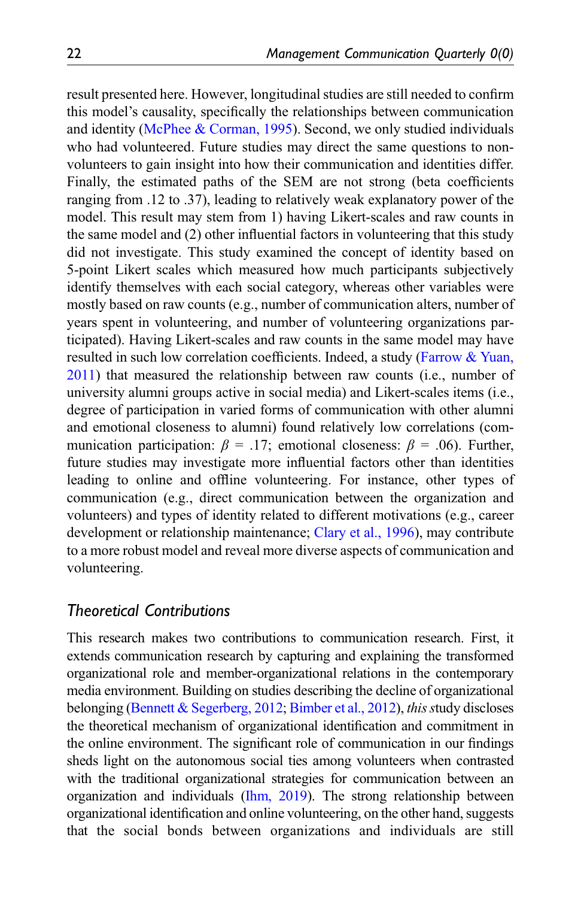result presented here. However, longitudinal studies are still needed to confirm this model's causality, specifically the relationships between communication and identity (McPhee & Corman, 1995). Second, we only studied individuals who had volunteered. Future studies may direct the same questions to non-volunteers to gain insight into how their communication and identities differ. Finally, the estimated paths of the SEM are not strong (beta coefficients ranging from .12 to .37), leading to relatively weak explanatory power of the model. This result may stem from 1) having Likert-scales and raw counts in the same model and (2) other influential factors in volunteering that this study did not investigate. This study examined the concept of identity based on 5-point Likert scales which measured how much participants subjectively identify themselves with each social category, whereas other variables were mostly based on raw counts (e.g., number of communication alters, number of years spent in volunteering, and number of volunteering organizations participated). Having Likert-scales and raw counts in the same model may have resulted in such low correlation coefficients. Indeed, a study (Farrow & Yuan, 2011) that measured the relationship between raw counts (i.e., number of university alumni groups active in social media) and Likert-scales items (i.e., degree of participation in varied forms of communication with other alumni and emotional closeness to alumni) found relatively low correlations (communication participation: $\beta$ = .17; emotional closeness: $\beta$ = .06). Further, future studies may investigate more influential factors other than identities leading to online and offline volunteering. For instance, other types of communication (e.g., direct communication between the organization and volunteers) and types of identity related to different motivations (e.g., career development or relationship maintenance; Clary et al., 1996), may contribute to a more robust model and reveal more diverse aspects of communication and volunteering.

### Theoretical Contributions

This research makes two contributions to communication research. First, it extends communication research by capturing and explaining the transformed organizational role and member-organizational relations in the contemporary media environment. Building on studies describing the decline of organizational belonging (Bennett & Segerberg, 2012; Bimber et al., 2012), *this s*tudy discloses the theoretical mechanism of organizational identification and commitment in the online environment. The significant role of communication in our findings sheds light on the autonomous social ties among volunteers when contrasted with the traditional organizational strategies for communication between an organization and individuals (Ihm, 2019). The strong relationship between organizational identification and online volunteering, on the other hand, suggests that the social bonds between organizations and individuals are still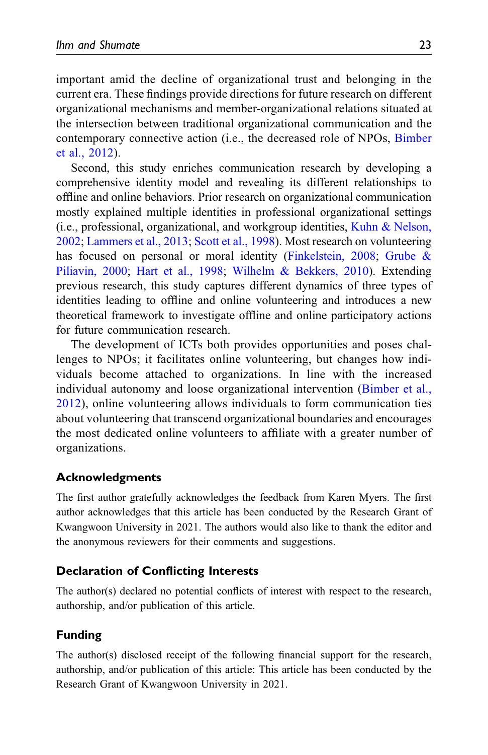important amid the decline of organizational trust and belonging in the current era. These findings provide directions for future research on different organizational mechanisms and member-organizational relations situated at the intersection between traditional organizational communication and the contemporary connective action (i.e., the decreased role of NPOs, Bimber et al., 2012).

Second, this study enriches communication research by developing a comprehensive identity model and revealing its different relationships to offline and online behaviors. Prior research on organizational communication mostly explained multiple identities in professional organizational settings (i.e., professional, organizational, and workgroup identities, Kuhn & Nelson, 2002; Lammers et al., 2013; Scott et al., 1998). Most research on volunteering has focused on personal or moral identity (Finkelstein, 2008; Grube & Piliavin, 2000; Hart et al., 1998; Wilhelm & Bekkers, 2010). Extending previous research, this study captures different dynamics of three types of identities leading to offline and online volunteering and introduces a new theoretical framework to investigate offline and online participatory actions for future communication research.

The development of ICTs both provides opportunities and poses challenges to NPOs; it facilitates online volunteering, but changes how individuals become attached to organizations. In line with the increased individual autonomy and loose organizational intervention (Bimber et al., 2012), online volunteering allows individuals to form communication ties about volunteering that transcend organizational boundaries and encourages the most dedicated online volunteers to affiliate with a greater number of organizations.

## Acknowledgments

The first author gratefully acknowledges the feedback from Karen Myers. The first author acknowledges that this article has been conducted by the Research Grant of Kwangwoon University in 2021. The authors would also like to thank the editor and the anonymous reviewers for their comments and suggestions.

## Declaration of Conflicting Interests

The author(s) declared no potential conflicts of interest with respect to the research, authorship, and/or publication of this article.

## Funding

The author(s) disclosed receipt of the following financial support for the research, authorship, and/or publication of this article: This article has been conducted by the Research Grant of Kwangwoon University in 2021.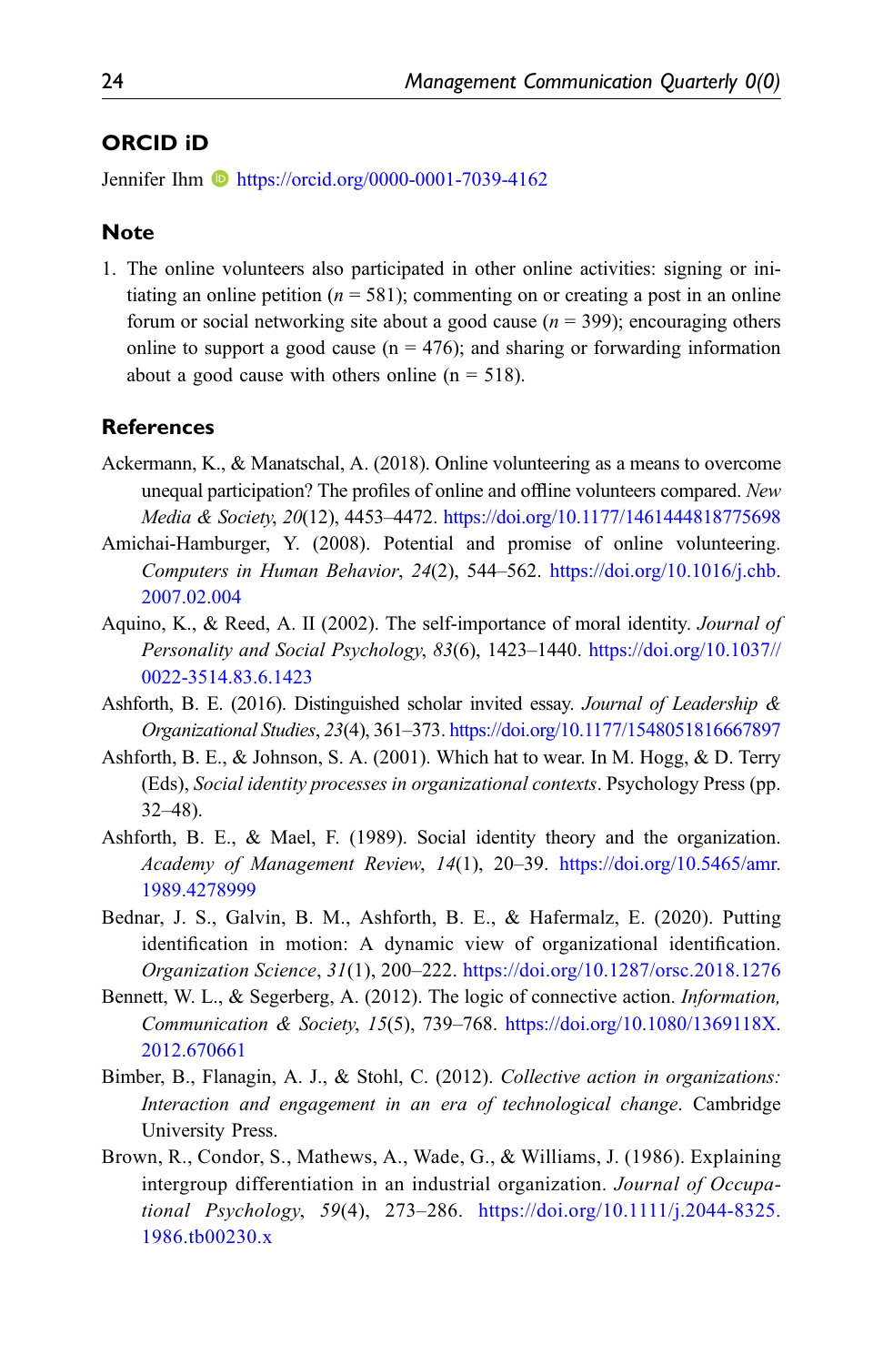## ORCID iD

Jennifer Ihm https://orcid.org/0000-0001-7039-4162

## Note

1. The online volunteers also participated in other online activities: signing or initiating an online petition (*n* = 581); commenting on or creating a post in an online forum or social networking site about a good cause (*n* = 399); encouraging others online to support a good cause (n = 476); and sharing or forwarding information about a good cause with others online (n = 518).

## References

Ackermann, K., & Manatschal, A. (2018). Online volunteering as a means to overcome unequal participation? The profiles of online and offline volunteers compared. *New Media & Society*, *20*(12), 4453–4472. https://doi.org/10.1177/1461444818775698

Amichai-Hamburger, Y. (2008). Potential and promise of online volunteering. *Computers in Human Behavior*, *24*(2), 544–562. https://doi.org/10.1016/j.chb.2007.02.004

Aquino, K., & Reed, A. II (2002). The self-importance of moral identity. *Journal of Personality and Social Psychology*, *83*(6), 1423–1440. https://doi.org/10.1037//0022-3514.83.6.1423

Ashforth, B. E. (2016). Distinguished scholar invited essay. *Journal of Leadership & Organizational Studies*, *23*(4), 361–373. https://doi.org/10.1177/1548051816667897

Ashforth, B. E., & Johnson, S. A. (2001). Which hat to wear. In M. Hogg, & D. Terry (Eds), *Social identity processes in organizational contexts*. Psychology Press (pp. 32–48).

Ashforth, B. E., & Mael, F. (1989). Social identity theory and the organization. *Academy of Management Review*, *14*(1), 20–39. https://doi.org/10.5465/amr.1989.4278999

Bednar, J. S., Galvin, B. M., Ashforth, B. E., & Hafermalz, E. (2020). Putting identification in motion: A dynamic view of organizational identification. *Organization Science*, *31*(1), 200–222. https://doi.org/10.1287/orsc.2018.1276

Bennett, W. L., & Segerberg, A. (2012). The logic of connective action. *Information, Communication & Society*, *15*(5), 739–768. https://doi.org/10.1080/1369118X.2012.670661

Bimber, B., Flanagin, A. J., & Stohl, C. (2012). *Collective action in organizations: Interaction and engagement in an era of technological change*. Cambridge University Press.

Brown, R., Condor, S., Mathews, A., Wade, G., & Williams, J. (1986). Explaining intergroup differentiation in an industrial organization. *Journal of Occupational Psychology*, *59*(4), 273–286. https://doi.org/10.1111/j.2044-8325.1986.tb00230.x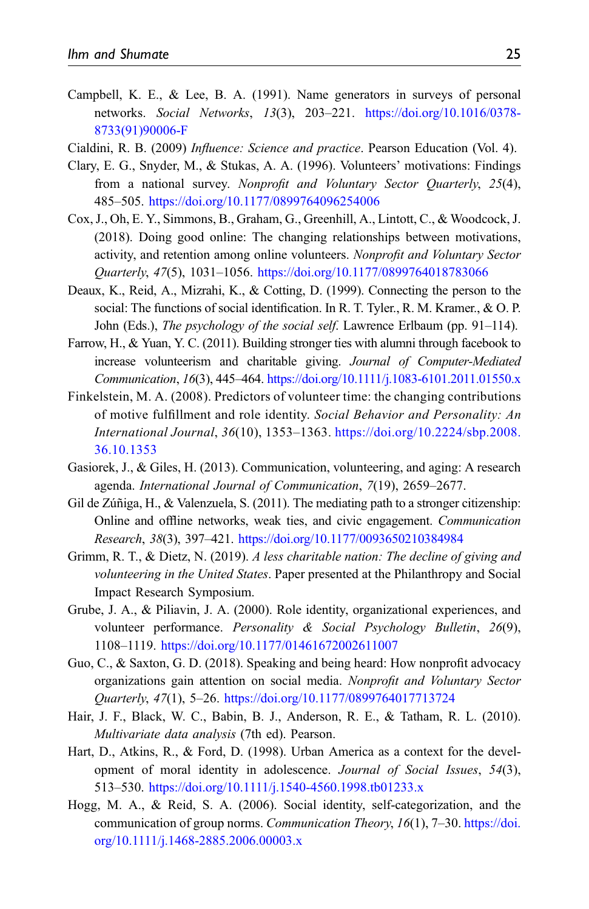Campbell, K. E., & Lee, B. A. (1991). Name generators in surveys of personal networks. *Social Networks*, *13*(3), 203–221. https://doi.org/10.1016/0378-8733(91)90006-F

Cialdini, R. B. (2009) *Influence: Science and practice*. Pearson Education (Vol. 4).

Clary, E. G., Snyder, M., & Stukas, A. A. (1996). Volunteers' motivations: Findings from a national survey. *Nonprofit and Voluntary Sector Quarterly*, *25*(4), 485–505. https://doi.org/10.1177/0899764096254006

Cox, J., Oh, E. Y., Simmons, B., Graham, G., Greenhill, A., Lintott, C., & Woodcock, J. (2018). Doing good online: The changing relationships between motivations, activity, and retention among online volunteers. *Nonprofit and Voluntary Sector Quarterly*, *47*(5), 1031–1056. https://doi.org/10.1177/0899764018783066

Deaux, K., Reid, A., Mizrahi, K., & Cotting, D. (1999). Connecting the person to the social: The functions of social identification. In R. T. Tyler., R. M. Kramer., & O. P. John (Eds.), *The psychology of the social self*. Lawrence Erlbaum (pp. 91–114).

Farrow, H., & Yuan, Y. C. (2011). Building stronger ties with alumni through facebook to increase volunteerism and charitable giving. *Journal of Computer-Mediated Communication*, *16*(3), 445–464. https://doi.org/10.1111/j.1083-6101.2011.01550.x

Finkelstein, M. A. (2008). Predictors of volunteer time: the changing contributions of motive fulfillment and role identity. *Social Behavior and Personality: An International Journal*, *36*(10), 1353–1363. https://doi.org/10.2224/sbp.2008.36.10.1353

Gasiorek, J., & Giles, H. (2013). Communication, volunteering, and aging: A research agenda. *International Journal of Communication*, *7*(19), 2659–2677.

Gil de Zúñiga, H., & Valenzuela, S. (2011). The mediating path to a stronger citizenship: Online and offline networks, weak ties, and civic engagement. *Communication Research*, *38*(3), 397–421. https://doi.org/10.1177/0093650210384984

Grimm, R. T., & Dietz, N. (2019). *A less charitable nation: The decline of giving and volunteering in the United States*. Paper presented at the Philanthropy and Social Impact Research Symposium.

Grube, J. A., & Piliavin, J. A. (2000). Role identity, organizational experiences, and volunteer performance. *Personality & Social Psychology Bulletin*, *26*(9), 1108–1119. https://doi.org/10.1177/01461672002611007

Guo, C., & Saxton, G. D. (2018). Speaking and being heard: How nonprofit advocacy organizations gain attention on social media. *Nonprofit and Voluntary Sector Quarterly*, *47*(1), 5–26. https://doi.org/10.1177/0899764017713724

Hair, J. F., Black, W. C., Babin, B. J., Anderson, R. E., & Tatham, R. L. (2010). *Multivariate data analysis* (7th ed). Pearson.

Hart, D., Atkins, R., & Ford, D. (1998). Urban America as a context for the development of moral identity in adolescence. *Journal of Social Issues*, *54*(3), 513–530. https://doi.org/10.1111/j.1540-4560.1998.tb01233.x

Hogg, M. A., & Reid, S. A. (2006). Social identity, self-categorization, and the communication of group norms. *Communication Theory*, *16*(1), 7–30. https://doi.org/10.1111/j.1468-2885.2006.00003.x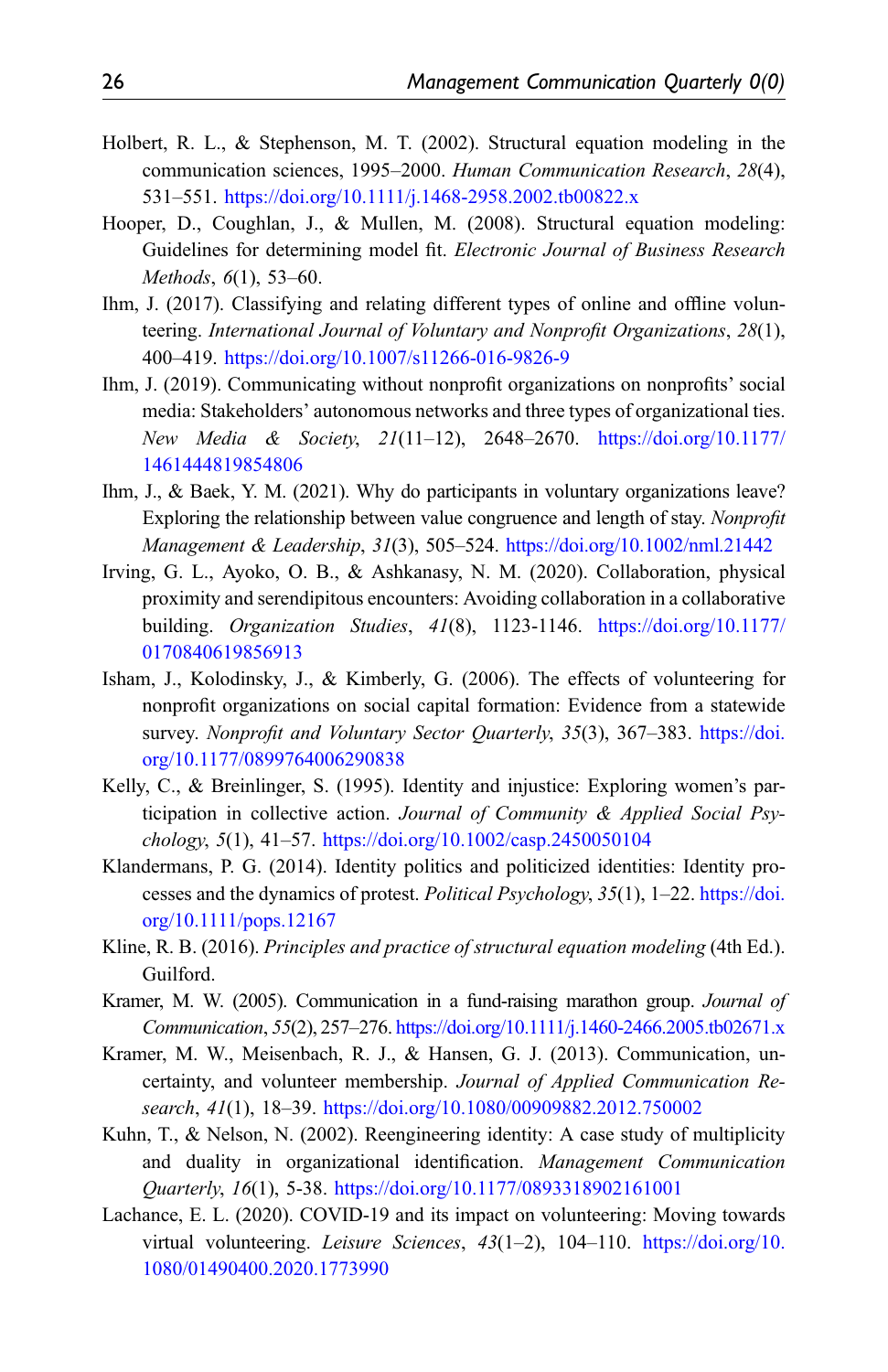Holbert, R. L., & Stephenson, M. T. (2002). Structural equation modeling in the communication sciences, 1995–2000. *Human Communication Research*, *28*(4), 531–551. https://doi.org/10.1111/j.1468-2958.2002.tb00822.x

Hooper, D., Coughlan, J., & Mullen, M. (2008). Structural equation modeling: Guidelines for determining model fit. *Electronic Journal of Business Research Methods*, *6*(1), 53–60.

Ihm, J. (2017). Classifying and relating different types of online and offline volunteering. *International Journal of Voluntary and Nonprofit Organizations*, *28*(1), 400–419. https://doi.org/10.1007/s11266-016-9826-9

Ihm, J. (2019). Communicating without nonprofit organizations on nonprofits' social media: Stakeholders' autonomous networks and three types of organizational ties. *New Media & Society*, *21*(11–12), 2648–2670. https://doi.org/10.1177/1461444819854806

Ihm, J., & Baek, Y. M. (2021). Why do participants in voluntary organizations leave? Exploring the relationship between value congruence and length of stay. *Nonprofit Management & Leadership*, *31*(3), 505–524. https://doi.org/10.1002/nml.21442

Irving, G. L., Ayoko, O. B., & Ashkanasy, N. M. (2020). Collaboration, physical proximity and serendipitous encounters: Avoiding collaboration in a collaborative building. *Organization Studies*, *41*(8), 1123-1146. https://doi.org/10.1177/0170840619856913

Isham, J., Kolodinsky, J., & Kimberly, G. (2006). The effects of volunteering for nonprofit organizations on social capital formation: Evidence from a statewide survey. *Nonprofit and Voluntary Sector Quarterly*, *35*(3), 367–383. https://doi.org/10.1177/0899764006290838

Kelly, C., & Breinlinger, S. (1995). Identity and injustice: Exploring women's participation in collective action. *Journal of Community & Applied Social Psychology*, *5*(1), 41–57. https://doi.org/10.1002/casp.2450050104

Klandermans, P. G. (2014). Identity politics and politicized identities: Identity processes and the dynamics of protest. *Political Psychology*, *35*(1), 1–22. https://doi.org/10.1111/pops.12167

Kline, R. B. (2016). *Principles and practice of structural equation modeling* (4th Ed.). Guilford.

Kramer, M. W. (2005). Communication in a fund-raising marathon group. *Journal of Communication*, *55*(2), 257–276. https://doi.org/10.1111/j.1460-2466.2005.tb02671.x

Kramer, M. W., Meisenbach, R. J., & Hansen, G. J. (2013). Communication, uncertainty, and volunteer membership. *Journal of Applied Communication Research*, *41*(1), 18–39. https://doi.org/10.1080/00909882.2012.750002

Kuhn, T., & Nelson, N. (2002). Reengineering identity: A case study of multiplicity and duality in organizational identification. *Management Communication Quarterly*, *16*(1), 5-38. https://doi.org/10.1177/0893318902161001

Lachance, E. L. (2020). COVID-19 and its impact on volunteering: Moving towards virtual volunteering. *Leisure Sciences*, *43*(1–2), 104–110. https://doi.org/10.1080/01490400.2020.1773990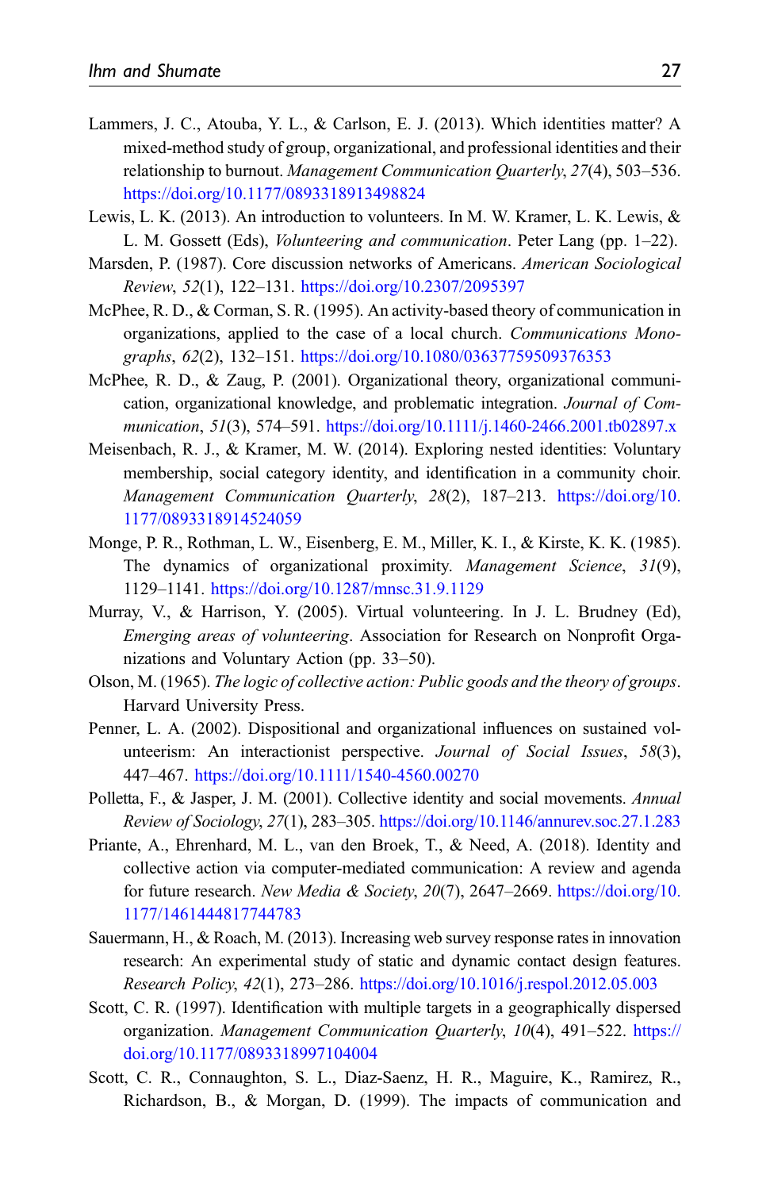Lammers, J. C., Atouba, Y. L., & Carlson, E. J. (2013). Which identities matter? A mixed-method study of group, organizational, and professional identities and their relationship to burnout. *Management Communication Quarterly*, *27*(4), 503–536. https://doi.org/10.1177/0893318913498824

Lewis, L. K. (2013). An introduction to volunteers. In M. W. Kramer, L. K. Lewis, & L. M. Gossett (Eds), *Volunteering and communication*. Peter Lang (pp. 1–22).

Marsden, P. (1987). Core discussion networks of Americans. *American Sociological Review*, *52*(1), 122–131. https://doi.org/10.2307/2095397

McPhee, R. D., & Corman, S. R. (1995). An activity-based theory of communication in organizations, applied to the case of a local church. *Communications Monographs*, *62*(2), 132–151. https://doi.org/10.1080/03637759509376353

McPhee, R. D., & Zaug, P. (2001). Organizational theory, organizational communication, organizational knowledge, and problematic integration. *Journal of Communication*, *51*(3), 574–591. https://doi.org/10.1111/j.1460-2466.2001.tb02897.x

Meisenbach, R. J., & Kramer, M. W. (2014). Exploring nested identities: Voluntary membership, social category identity, and identification in a community choir. *Management Communication Quarterly*, *28*(2), 187–213. https://doi.org/10.1177/0893318914524059

Monge, P. R., Rothman, L. W., Eisenberg, E. M., Miller, K. I., & Kirste, K. K. (1985). The dynamics of organizational proximity. *Management Science*, *31*(9), 1129–1141. https://doi.org/10.1287/mnsc.31.9.1129

Murray, V., & Harrison, Y. (2005). Virtual volunteering. In J. L. Brudney (Ed), *Emerging areas of volunteering*. Association for Research on Nonprofit Organizations and Voluntary Action (pp. 33–50).

Olson, M. (1965). *The logic of collective action: Public goods and the theory of groups*. Harvard University Press.

Penner, L. A. (2002). Dispositional and organizational influences on sustained volunteerism: An interactionist perspective. *Journal of Social Issues*, *58*(3), 447–467. https://doi.org/10.1111/1540-4560.00270

Polletta, F., & Jasper, J. M. (2001). Collective identity and social movements. *Annual Review of Sociology*, *27*(1), 283–305. https://doi.org/10.1146/annurev.soc.27.1.283

Priante, A., Ehrenhard, M. L., van den Broek, T., & Need, A. (2018). Identity and collective action via computer-mediated communication: A review and agenda for future research. *New Media & Society*, *20*(7), 2647–2669. https://doi.org/10.1177/1461444817744783

Sauermann, H., & Roach, M. (2013). Increasing web survey response rates in innovation research: An experimental study of static and dynamic contact design features. *Research Policy*, *42*(1), 273–286. https://doi.org/10.1016/j.respol.2012.05.003

Scott, C. R. (1997). Identification with multiple targets in a geographically dispersed organization. *Management Communication Quarterly*, *10*(4), 491–522. https://doi.org/10.1177/0893318997104004

Scott, C. R., Connaughton, S. L., Diaz-Saenz, H. R., Maguire, K., Ramirez, R., Richardson, B., & Morgan, D. (1999). The impacts of communication and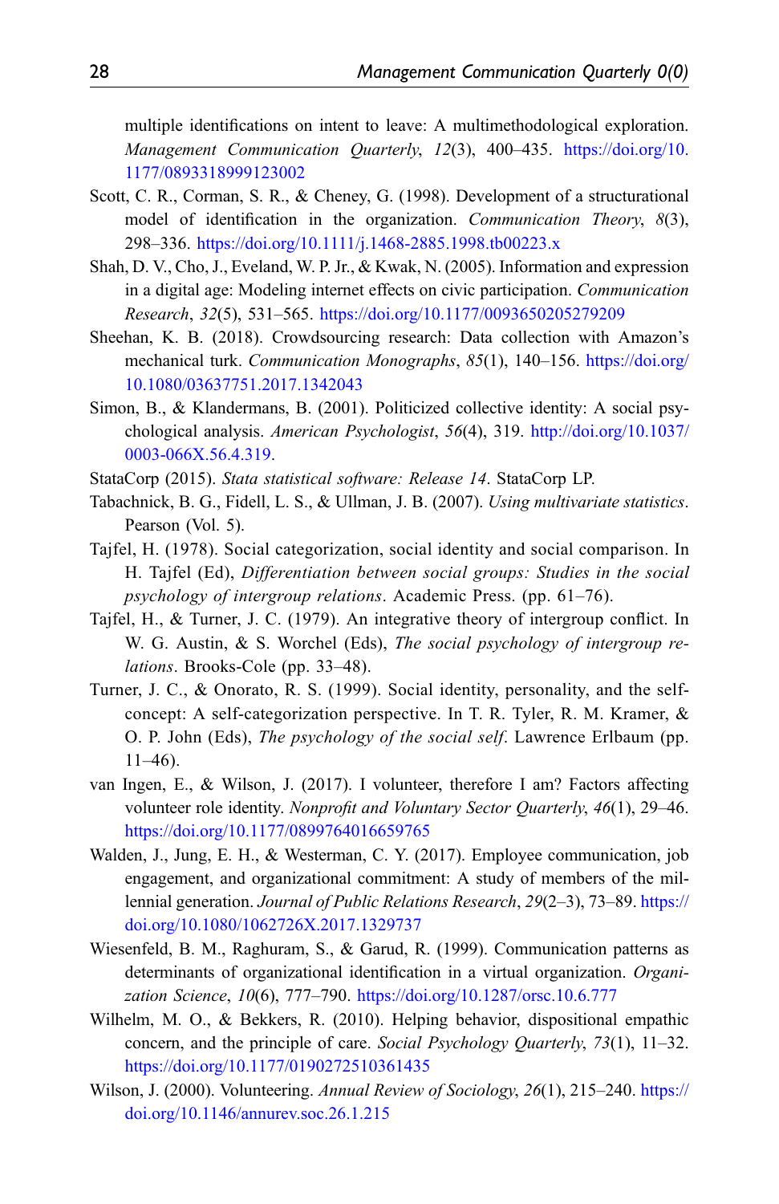multiple identifications on intent to leave: A multimethodological exploration. *Management Communication Quarterly*, *12*(3), 400–435. https://doi.org/10.1177/0893318999123002

Scott, C. R., Corman, S. R., & Cheney, G. (1998). Development of a structurational model of identification in the organization. *Communication Theory*, *8*(3), 298–336. https://doi.org/10.1111/j.1468-2885.1998.tb00223.x

Shah, D. V., Cho, J., Eveland, W. P. Jr., & Kwak, N. (2005). Information and expression in a digital age: Modeling internet effects on civic participation. *Communication Research*, *32*(5), 531–565. https://doi.org/10.1177/0093650205279209

Sheehan, K. B. (2018). Crowdsourcing research: Data collection with Amazon's mechanical turk. *Communication Monographs*, *85*(1), 140–156. https://doi.org/10.1080/03637751.2017.1342043

Simon, B., & Klandermans, B. (2001). Politicized collective identity: A social psychological analysis. *American Psychologist*, *56*(4), 319. http://doi.org/10.1037/0003-066X.56.4.319.

StataCorp (2015). *Stata statistical software: Release 14*. StataCorp LP.

Tabachnick, B. G., Fidell, L. S., & Ullman, J. B. (2007). *Using multivariate statistics*. Pearson (Vol. 5).

Tajfel, H. (1978). Social categorization, social identity and social comparison. In H. Tajfel (Ed), *Differentiation between social groups: Studies in the social psychology of intergroup relations*. Academic Press. (pp. 61–76).

Tajfel, H., & Turner, J. C. (1979). An integrative theory of intergroup conflict. In W. G. Austin, & S. Worchel (Eds), *The social psychology of intergroup relations*. Brooks-Cole (pp. 33–48).

Turner, J. C., & Onorato, R. S. (1999). Social identity, personality, and the self-concept: A self-categorization perspective. In T. R. Tyler, R. M. Kramer, & O. P. John (Eds), *The psychology of the social self*. Lawrence Erlbaum (pp. 11–46).

van Ingen, E., & Wilson, J. (2017). I volunteer, therefore I am? Factors affecting volunteer role identity. *Nonprofit and Voluntary Sector Quarterly*, *46*(1), 29–46. https://doi.org/10.1177/0899764016659765

Walden, J., Jung, E. H., & Westerman, C. Y. (2017). Employee communication, job engagement, and organizational commitment: A study of members of the millennial generation. *Journal of Public Relations Research*, *29*(2–3), 73–89. https://doi.org/10.1080/1062726X.2017.1329737

Wiesenfeld, B. M., Raghuram, S., & Garud, R. (1999). Communication patterns as determinants of organizational identification in a virtual organization. *Organization Science*, *10*(6), 777–790. https://doi.org/10.1287/orsc.10.6.777

Wilhelm, M. O., & Bekkers, R. (2010). Helping behavior, dispositional empathic concern, and the principle of care. *Social Psychology Quarterly*, *73*(1), 11–32. https://doi.org/10.1177/0190272510361435

Wilson, J. (2000). Volunteering. *Annual Review of Sociology*, *26*(1), 215–240. https://doi.org/10.1146/annurev.soc.26.1.215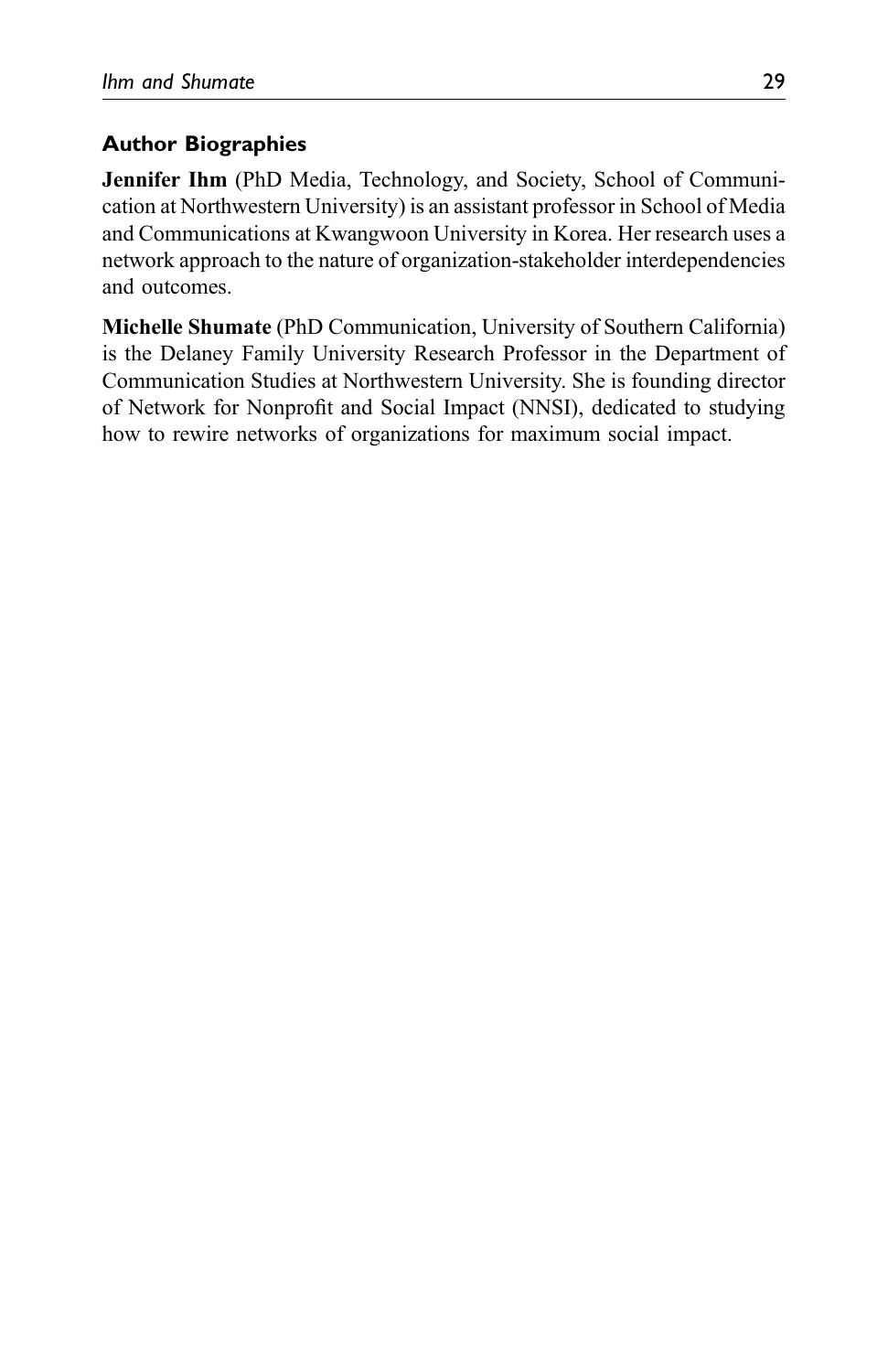## Author Biographies

**Jennifer Ihm** (PhD Media, Technology, and Society, School of Communication at Northwestern University) is an assistant professor in School of Media and Communications at Kwangwoon University in Korea. Her research uses a network approach to the nature of organization-stakeholder interdependencies and outcomes.

**Michelle Shumate** (PhD Communication, University of Southern California) is the Delaney Family University Research Professor in the Department of Communication Studies at Northwestern University. She is founding director of Network for Nonprofit and Social Impact (NNSI), dedicated to studying how to rewire networks of organizations for maximum social impact.